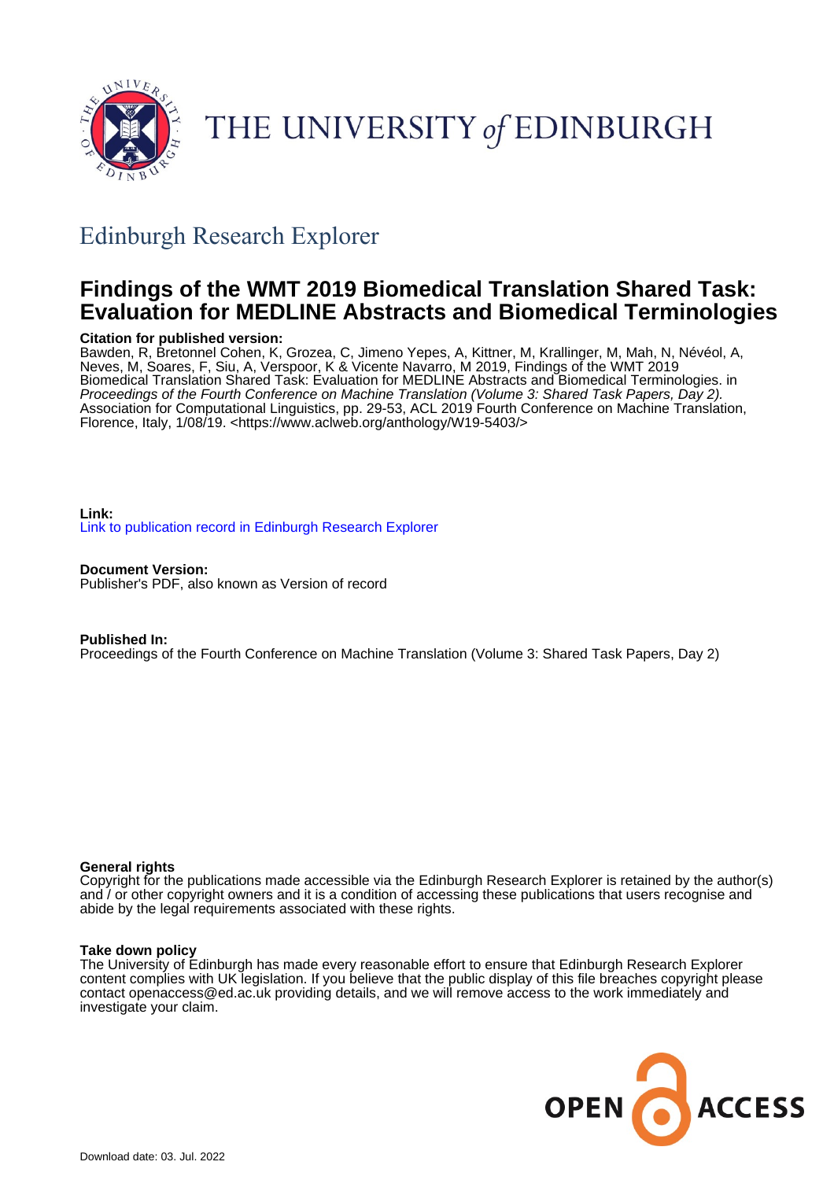THE UNIVERSITY of EDINBURGH

## Edinburgh Research Explorer

# Findings of the WMT 2019 Biomedical Translation Shared Task: Evaluation for MEDLINE Abstracts and Biomedical Terminologies

**Citation for published version:**
Bawden, R, Bretonnel Cohen, K, Grozea, C, Jimeno Yepes, A, Kittner, M, Krallinger, M, Mah, N, Névéol, A, Neves, M, Soares, F, Siu, A, Verspoor, K & Vicente Navarro, M 2019, Findings of the WMT 2019 Biomedical Translation Shared Task: Evaluation for MEDLINE Abstracts and Biomedical Terminologies. in *Proceedings of the Fourth Conference on Machine Translation (Volume 3: Shared Task Papers, Day 2).* Association for Computational Linguistics, pp. 29-53, ACL 2019 Fourth Conference on Machine Translation, Florence, Italy, 1/08/19. <https://www.aclweb.org/anthology/W19-5403/>

**Link:**
Link to publication record in Edinburgh Research Explorer

**Document Version:**
Publisher's PDF, also known as Version of record

**Published In:**
Proceedings of the Fourth Conference on Machine Translation (Volume 3: Shared Task Papers, Day 2)

**General rights**
Copyright for the publications made accessible via the Edinburgh Research Explorer is retained by the author(s) and / or other copyright owners and it is a condition of accessing these publications that users recognise and abide by the legal requirements associated with these rights.

**Take down policy**
The University of Edinburgh has made every reasonable effort to ensure that Edinburgh Research Explorer content complies with UK legislation. If you believe that the public display of this file breaches copyright please contact openaccess@ed.ac.uk providing details, and we will remove access to the work immediately and investigate your claim.

OPEN ACCESS

Download date: 03. Jul. 2022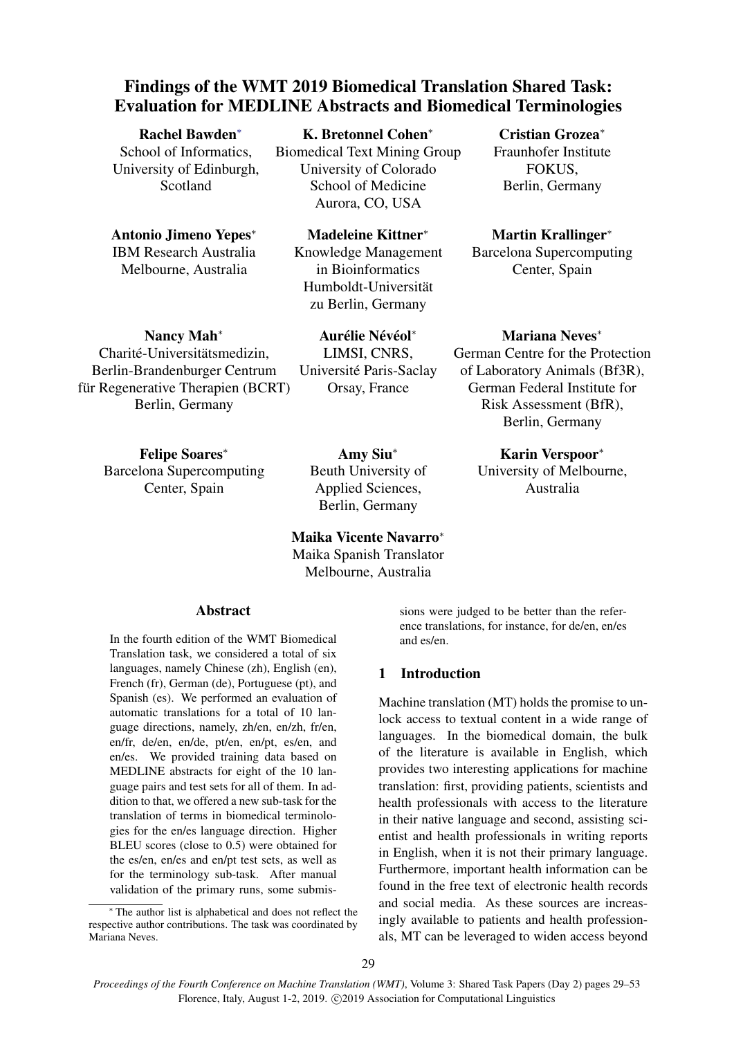# Findings of the WMT 2019 Biomedical Translation Shared Task: Evaluation for MEDLINE Abstracts and Biomedical Terminologies

**Rachel Bawden***
School of Informatics,
University of Edinburgh,
Scotland

**K. Bretonnel Cohen***
Biomedical Text Mining Group
University of Colorado
School of Medicine
Aurora, CO, USA

**Cristian Grozea***
Fraunhofer Institute
FOKUS,
Berlin, Germany

**Antonio Jimeno Yepes***
IBM Research Australia
Melbourne, Australia

**Madeleine Kittner***
Knowledge Management
in Bioinformatics
Humboldt-Universität
zu Berlin, Germany

**Martin Krallinger***
Barcelona Supercomputing
Center, Spain

**Nancy Mah***
Charité-Universitätsmedizin,
Berlin-Brandenburger Centrum
für Regenerative Therapien (BCRT)
Berlin, Germany

**Aurélie Névéol***
LIMSI, CNRS,
Université Paris-Saclay
Orsay, France

**Mariana Neves***
German Centre for the Protection
of Laboratory Animals (Bf3R),
German Federal Institute for
Risk Assessment (BfR),
Berlin, Germany

**Felipe Soares***
Barcelona Supercomputing
Center, Spain

**Amy Siu***
Beuth University of
Applied Sciences,
Berlin, Germany

**Karin Verspoor***
University of Melbourne,
Australia

**Maika Vicente Navarro***
Maika Spanish Translator
Melbourne, Australia

## Abstract

In the fourth edition of the WMT Biomedical Translation task, we considered a total of six languages, namely Chinese (zh), English (en), French (fr), German (de), Portuguese (pt), and Spanish (es). We performed an evaluation of automatic translations for a total of 10 language directions, namely, zh/en, en/zh, fr/en, en/fr, de/en, en/de, pt/en, en/pt, es/en, and en/es. We provided training data based on MEDLINE abstracts for eight of the 10 language pairs and test sets for all of them. In addition to that, we offered a new sub-task for the translation of terms in biomedical terminologies for the en/es language direction. Higher BLEU scores (close to 0.5) were obtained for the es/en, en/es and en/pt test sets, as well as for the terminology sub-task. After manual validation of the primary runs, some submissions were judged to be better than the reference translations, for instance, for de/en, en/es and es/en.

## 1 Introduction

Machine translation (MT) holds the promise to unlock access to textual content in a wide range of languages. In the biomedical domain, the bulk of the literature is available in English, which provides two interesting applications for machine translation: first, providing patients, scientists and health professionals with access to the literature in their native language and second, assisting scientist and health professionals in writing reports in English, when it is not their primary language. Furthermore, important health information can be found in the free text of electronic health records and social media. As these sources are increasingly available to patients and health professionals, MT can be leveraged to widen access beyond

* The author list is alphabetical and does not reflect the respective author contributions. The task was coordinated by Mariana Neves.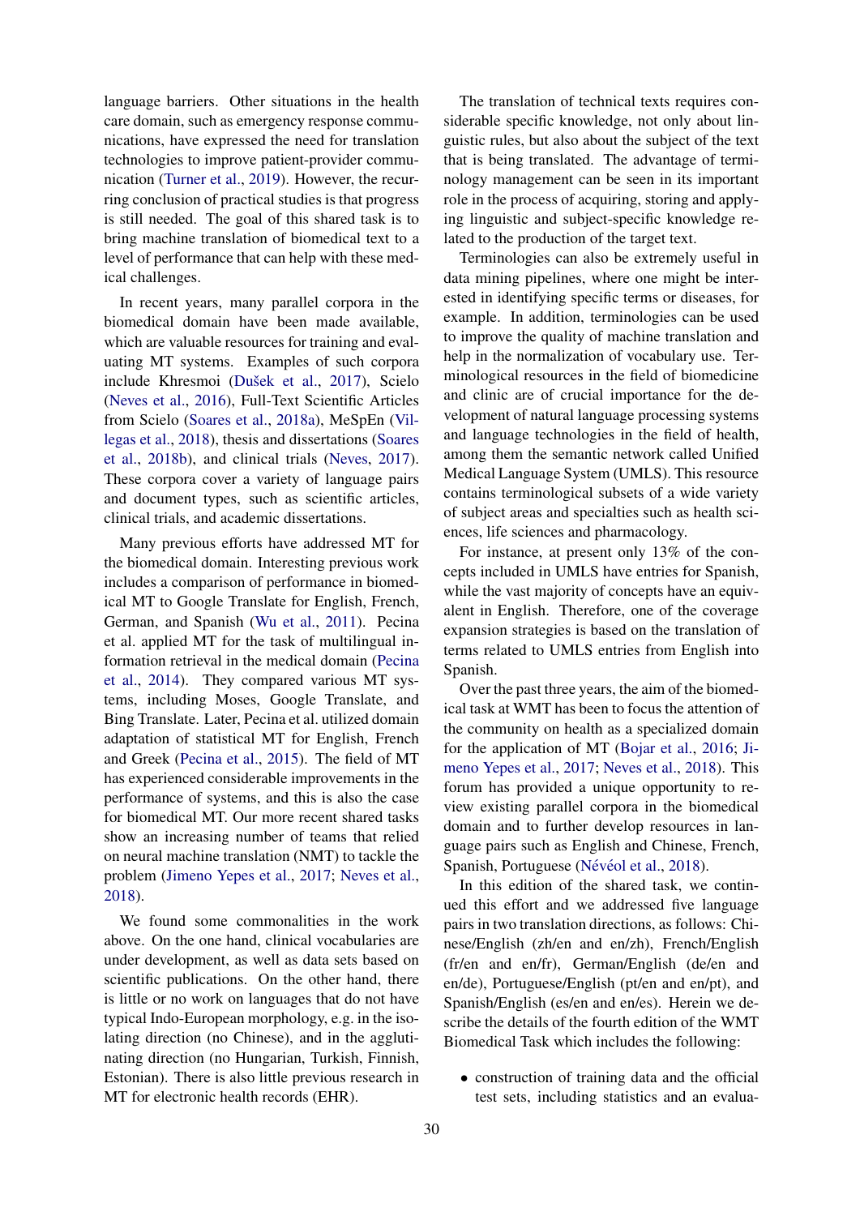language barriers. Other situations in the health care domain, such as emergency response communications, have expressed the need for translation technologies to improve patient-provider communication (Turner et al., 2019). However, the recurring conclusion of practical studies is that progress is still needed. The goal of this shared task is to bring machine translation of biomedical text to a level of performance that can help with these medical challenges.

In recent years, many parallel corpora in the biomedical domain have been made available, which are valuable resources for training and evaluating MT systems. Examples of such corpora include Khresmoi (Dušek et al., 2017), Scielo (Neves et al., 2016), Full-Text Scientific Articles from Scielo (Soares et al., 2018a), MeSpEn (Villegas et al., 2018), thesis and dissertations (Soares et al., 2018b), and clinical trials (Neves, 2017). These corpora cover a variety of language pairs and document types, such as scientific articles, clinical trials, and academic dissertations.

Many previous efforts have addressed MT for the biomedical domain. Interesting previous work includes a comparison of performance in biomedical MT to Google Translate for English, French, German, and Spanish (Wu et al., 2011). Pecina et al. applied MT for the task of multilingual information retrieval in the medical domain (Pecina et al., 2014). They compared various MT systems, including Moses, Google Translate, and Bing Translate. Later, Pecina et al. utilized domain adaptation of statistical MT for English, French and Greek (Pecina et al., 2015). The field of MT has experienced considerable improvements in the performance of systems, and this is also the case for biomedical MT. Our more recent shared tasks show an increasing number of teams that relied on neural machine translation (NMT) to tackle the problem (Jimeno Yepes et al., 2017; Neves et al., 2018).

We found some commonalities in the work above. On the one hand, clinical vocabularies are under development, as well as data sets based on scientific publications. On the other hand, there is little or no work on languages that do not have typical Indo-European morphology, e.g. in the isolating direction (no Chinese), and in the agglutinating direction (no Hungarian, Turkish, Finnish, Estonian). There is also little previous research in MT for electronic health records (EHR).

The translation of technical texts requires considerable specific knowledge, not only about linguistic rules, but also about the subject of the text that is being translated. The advantage of terminology management can be seen in its important role in the process of acquiring, storing and applying linguistic and subject-specific knowledge related to the production of the target text.

Terminologies can also be extremely useful in data mining pipelines, where one might be interested in identifying specific terms or diseases, for example. In addition, terminologies can be used to improve the quality of machine translation and help in the normalization of vocabulary use. Terminological resources in the field of biomedicine and clinic are of crucial importance for the development of natural language processing systems and language technologies in the field of health, among them the semantic network called Unified Medical Language System (UMLS). This resource contains terminological subsets of a wide variety of subject areas and specialties such as health sciences, life sciences and pharmacology.

For instance, at present only 13% of the concepts included in UMLS have entries for Spanish, while the vast majority of concepts have an equivalent in English. Therefore, one of the coverage expansion strategies is based on the translation of terms related to UMLS entries from English into Spanish.

Over the past three years, the aim of the biomedical task at WMT has been to focus the attention of the community on health as a specialized domain for the application of MT (Bojar et al., 2016; Jimeno Yepes et al., 2017; Neves et al., 2018). This forum has provided a unique opportunity to review existing parallel corpora in the biomedical domain and to further develop resources in language pairs such as English and Chinese, French, Spanish, Portuguese (Névéol et al., 2018).

In this edition of the shared task, we continued this effort and we addressed five language pairs in two translation directions, as follows: Chinese/English (zh/en and en/zh), French/English (fr/en and en/fr), German/English (de/en and en/de), Portuguese/English (pt/en and en/pt), and Spanish/English (es/en and en/es). Herein we describe the details of the fourth edition of the WMT Biomedical Task which includes the following:

- construction of training data and the official test sets, including statistics and an evalua-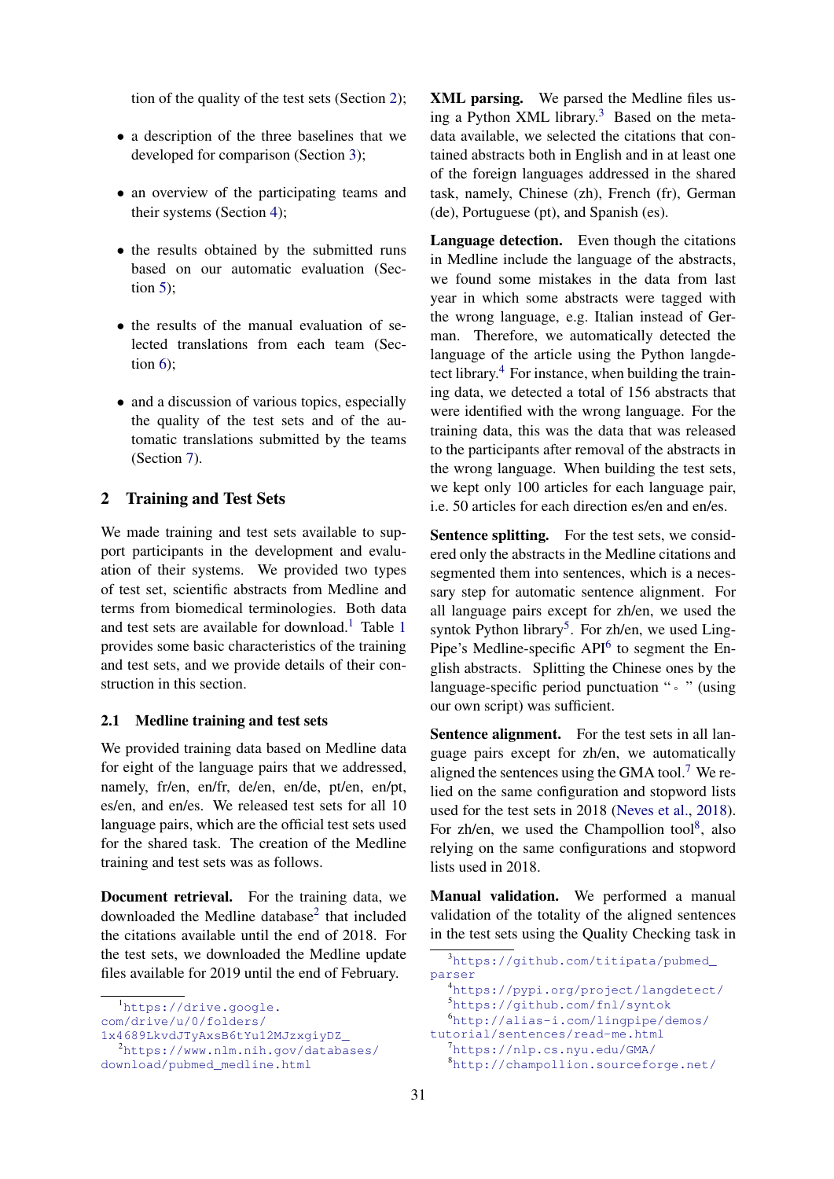tion of the quality of the test sets (Section 2);

- a description of the three baselines that we developed for comparison (Section 3);
- an overview of the participating teams and their systems (Section 4);
- the results obtained by the submitted runs based on our automatic evaluation (Section 5);
- the results of the manual evaluation of selected translations from each team (Section 6);
- and a discussion of various topics, especially the quality of the test sets and of the automatic translations submitted by the teams (Section 7).

## 2 Training and Test Sets

We made training and test sets available to support participants in the development and evaluation of their systems. We provided two types of test set, scientific abstracts from Medline and terms from biomedical terminologies. Both data and test sets are available for download.[1] Table 1 provides some basic characteristics of the training and test sets, and we provide details of their construction in this section.

### 2.1 Medline training and test sets

We provided training data based on Medline data for eight of the language pairs that we addressed, namely, fr/en, en/fr, de/en, en/de, pt/en, en/pt, es/en, and en/es. We released test sets for all 10 language pairs, which are the official test sets used for the shared task. The creation of the Medline training and test sets was as follows.

**Document retrieval.** For the training data, we downloaded the Medline database[2] that included the citations available until the end of 2018. For the test sets, we downloaded the Medline update files available for 2019 until the end of February.

**XML parsing.** We parsed the Medline files using a Python XML library.[3] Based on the metadata available, we selected the citations that contained abstracts both in English and in at least one of the foreign languages addressed in the shared task, namely, Chinese (zh), French (fr), German (de), Portuguese (pt), and Spanish (es).

**Language detection.** Even though the citations in Medline include the language of the abstracts, we found some mistakes in the data from last year in which some abstracts were tagged with the wrong language, e.g. Italian instead of German. Therefore, we automatically detected the language of the article using the Python langdetect library.[4] For instance, when building the training data, we detected a total of 156 abstracts that were identified with the wrong language. For the training data, this was the data that was released to the participants after removal of the abstracts in the wrong language. When building the test sets, we kept only 100 articles for each language pair, i.e. 50 articles for each direction es/en and en/es.

**Sentence splitting.** For the test sets, we considered only the abstracts in the Medline citations and segmented them into sentences, which is a necessary step for automatic sentence alignment. For all language pairs except for zh/en, we used the syntok Python library[5]. For zh/en, we used LingPipe's Medline-specific API[6] to segment the English abstracts. Splitting the Chinese ones by the language-specific period punctuation "。" (using our own script) was sufficient.

**Sentence alignment.** For the test sets in all language pairs except for zh/en, we automatically aligned the sentences using the GMA tool.[7] We relied on the same configuration and stopword lists used for the test sets in 2018 (Neves et al., 2018). For zh/en, we used the Champollion tool[8], also relying on the same configurations and stopword lists used in 2018.

**Manual validation.** We performed a manual validation of the totality of the aligned sentences in the test sets using the Quality Checking task in

---

[1] https://drive.google.com/drive/u/0/folders/1x4689LkvdJTyAxsB6tYu12MJzxgiyDZ_

[2] https://www.nlm.nih.gov/databases/download/pubmed_medline.html

[3] https://github.com/titipata/pubmed_parser

[4] https://pypi.org/project/langdetect/

[5] https://github.com/fnl/syntok

[6] http://alias-i.com/lingpipe/demos/tutorial/sentences/read-me.html

[7] https://nlp.cs.nyu.edu/GMA/

[8] http://champollion.sourceforge.net/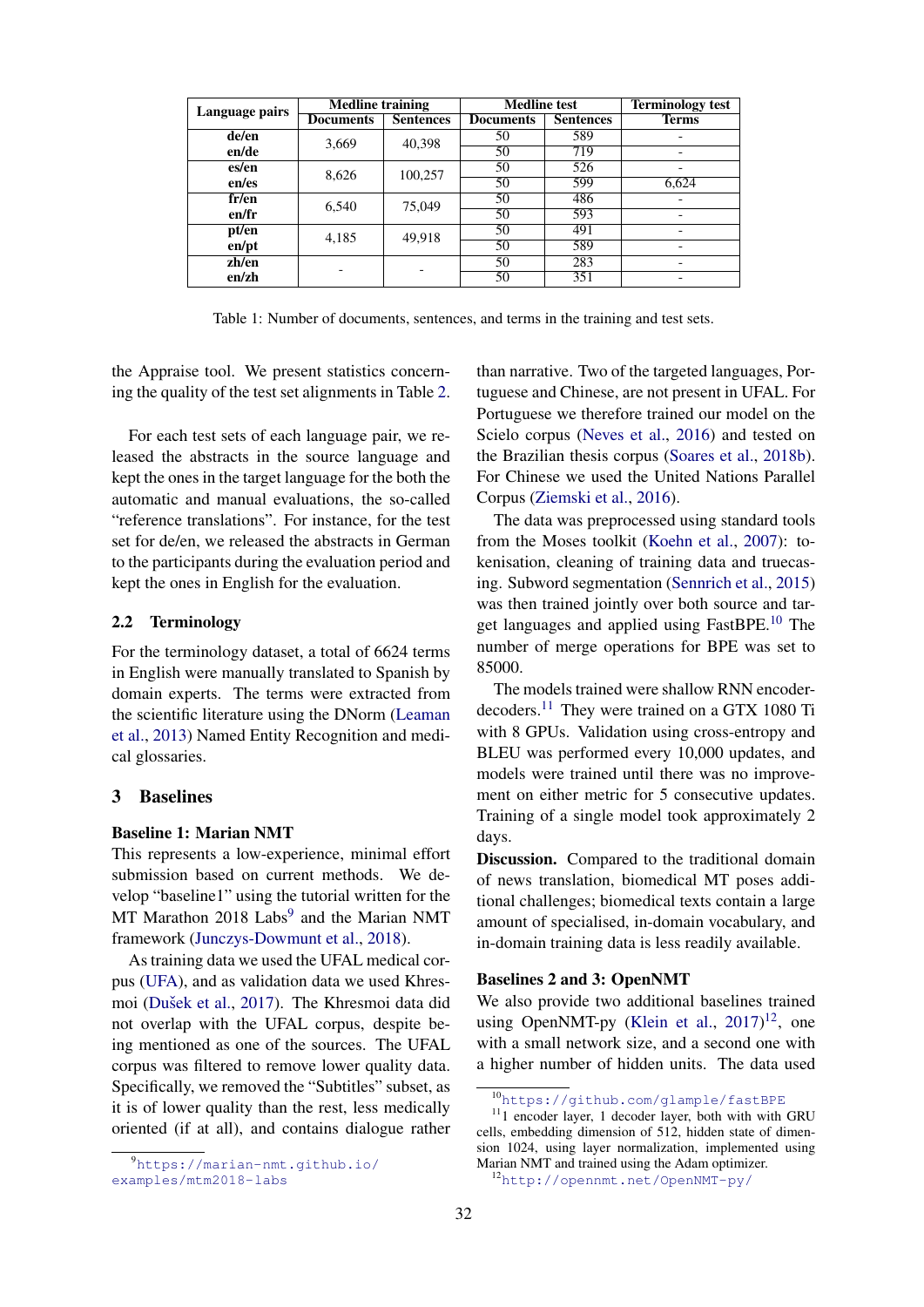| Language pairs | Medline training | | Medline test | | Terminology test |
|---|---|---|---|---|---|
| | Documents | Sentences | Documents | Sentences | Terms |
| de/en | 3,669 | 40,398 | 50 | 589 | - |
| en/de | | | 50 | 719 | - |
| es/en | 8,626 | 100,257 | 50 | 526 | - |
| en/es | | | 50 | 599 | 6,624 |
| fr/en | 6,540 | 75,049 | 50 | 486 | - |
| en/fr | | | 50 | 593 | - |
| pt/en | 4,185 | 49,918 | 50 | 491 | - |
| en/pt | | | 50 | 589 | - |
| zh/en | - | - | 50 | 283 | - |
| en/zh | | | 50 | 351 | - |

Table 1: Number of documents, sentences, and terms in the training and test sets.

the Appraise tool. We present statistics concerning the quality of the test set alignments in Table 2.

For each test sets of each language pair, we released the abstracts in the source language and kept the ones in the target language for the both the automatic and manual evaluations, the so-called "reference translations". For instance, for the test set for de/en, we released the abstracts in German to the participants during the evaluation period and kept the ones in English for the evaluation.

## 2.2 Terminology

For the terminology dataset, a total of 6624 terms in English were manually translated to Spanish by domain experts. The terms were extracted from the scientific literature using the DNorm (Leaman et al., 2013) Named Entity Recognition and medical glossaries.

# 3 Baselines

**Baseline 1: Marian NMT**

This represents a low-experience, minimal effort submission based on current methods. We develop "baseline1" using the tutorial written for the MT Marathon 2018 Labs[9] and the Marian NMT framework (Junczys-Dowmunt et al., 2018).

As training data we used the UFAL medical corpus (UFA), and as validation data we used Khresmoi (Dušek et al., 2017). The Khresmoi data did not overlap with the UFAL corpus, despite being mentioned as one of the sources. The UFAL corpus was filtered to remove lower quality data. Specifically, we removed the "Subtitles" subset, as it is of lower quality than the rest, less medically oriented (if at all), and contains dialogue rather than narrative. Two of the targeted languages, Portuguese and Chinese, are not present in UFAL. For Portuguese we therefore trained our model on the Scielo corpus (Neves et al., 2016) and tested on the Brazilian thesis corpus (Soares et al., 2018b). For Chinese we used the United Nations Parallel Corpus (Ziemski et al., 2016).

The data was preprocessed using standard tools from the Moses toolkit (Koehn et al., 2007): tokenisation, cleaning of training data and truecasing. Subword segmentation (Sennrich et al., 2015) was then trained jointly over both source and target languages and applied using FastBPE.[10] The number of merge operations for BPE was set to 85000.

The models trained were shallow RNN encoder-decoders.[11] They were trained on a GTX 1080 Ti with 8 GPUs. Validation using cross-entropy and BLEU was performed every 10,000 updates, and models were trained until there was no improvement on either metric for 5 consecutive updates. Training of a single model took approximately 2 days.

**Discussion.** Compared to the traditional domain of news translation, biomedical MT poses additional challenges; biomedical texts contain a large amount of specialised, in-domain vocabulary, and in-domain training data is less readily available.

**Baselines 2 and 3: OpenNMT**

We also provide two additional baselines trained using OpenNMT-py (Klein et al., 2017)[12], one with a small network size, and a second one with a higher number of hidden units. The data used

[9] https://marian-nmt.github.io/examples/mtm2018-labs

[10] https://github.com/glample/fastBPE

[11] 1 encoder layer, 1 decoder layer, both with with GRU cells, embedding dimension of 512, hidden state of dimension 1024, using layer normalization, implemented using Marian NMT and trained using the Adam optimizer.

[12] http://opennmt.net/OpenNMT-py/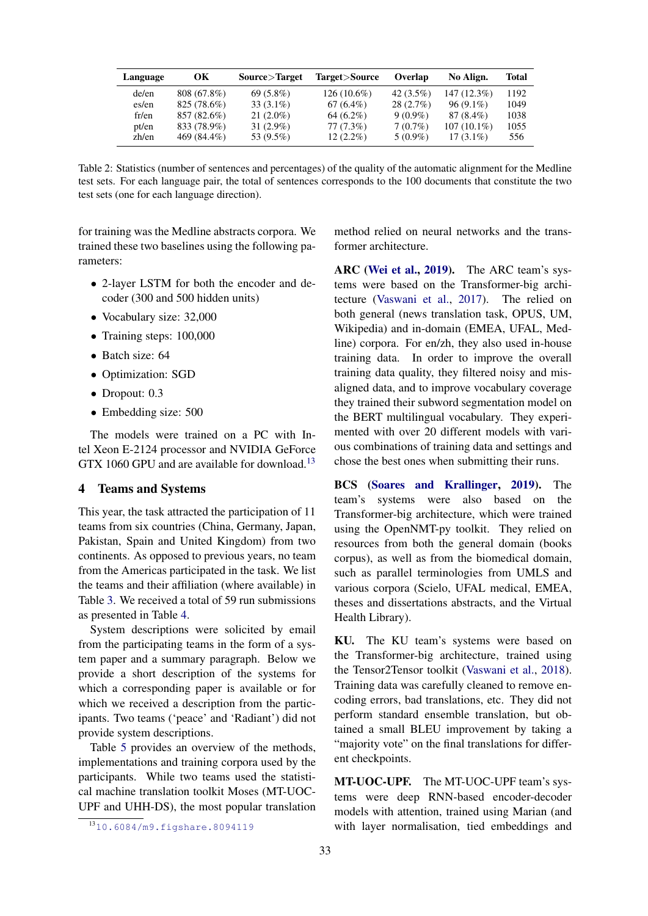| Language | OK | Source>Target | Target>Source | Overlap | No Align. | Total |
|---|---|---|---|---|---|---|
| de/en | 808 (67.8%) | 69 (5.8%) | 126 (10.6%) | 42 (3.5%) | 147 (12.3%) | 1192 |
| es/en | 825 (78.6%) | 33 (3.1%) | 67 (6.4%) | 28 (2.7%) | 96 (9.1%) | 1049 |
| fr/en | 857 (82.6%) | 21 (2.0%) | 64 (6.2%) | 9 (0.9%) | 87 (8.4%) | 1038 |
| pt/en | 833 (78.9%) | 31 (2.9%) | 77 (7.3%) | 7 (0.7%) | 107 (10.1%) | 1055 |
| zh/en | 469 (84.4%) | 53 (9.5%) | 12 (2.2%) | 5 (0.9%) | 17 (3.1%) | 556 |

Table 2: Statistics (number of sentences and percentages) of the quality of the automatic alignment for the Medline test sets. For each language pair, the total of sentences corresponds to the 100 documents that constitute the two test sets (one for each language direction).

for training was the Medline abstracts corpora. We trained these two baselines using the following parameters:

- 2-layer LSTM for both the encoder and decoder (300 and 500 hidden units)
- Vocabulary size: 32,000
- Training steps: 100,000
- Batch size: 64
- Optimization: SGD
- Dropout: 0.3
- Embedding size: 500

The models were trained on a PC with Intel Xeon E-2124 processor and NVIDIA GeForce GTX 1060 GPU and are available for download.[13]

## 4 Teams and Systems

This year, the task attracted the participation of 11 teams from six countries (China, Germany, Japan, Pakistan, Spain and United Kingdom) from two continents. As opposed to previous years, no team from the Americas participated in the task. We list the teams and their affiliation (where available) in Table 3. We received a total of 59 run submissions as presented in Table 4.

System descriptions were solicited by email from the participating teams in the form of a system paper and a summary paragraph. Below we provide a short description of the systems for which a corresponding paper is available or for which we received a description from the participants. Two teams ('peace' and 'Radiant') did not provide system descriptions.

Table 5 provides an overview of the methods, implementations and training corpora used by the participants. While two teams used the statistical machine translation toolkit Moses (MT-UOC-UPF and UHH-DS), the most popular translation method relied on neural networks and the transformer architecture.

**ARC (Wei et al., 2019).** The ARC team's systems were based on the Transformer-big architecture (Vaswani et al., 2017). The relied on both general (news translation task, OPUS, UM, Wikipedia) and in-domain (EMEA, UFAL, Medline) corpora. For en/zh, they also used in-house training data. In order to improve the overall training data quality, they filtered noisy and misaligned data, and to improve vocabulary coverage they trained their subword segmentation model on the BERT multilingual vocabulary. They experimented with over 20 different models with various combinations of training data and settings and chose the best ones when submitting their runs.

**BCS (Soares and Krallinger, 2019).** The team's systems were also based on the Transformer-big architecture, which were trained using the OpenNMT-py toolkit. They relied on resources from both the general domain (books corpus), as well as from the biomedical domain, such as parallel terminologies from UMLS and various corpora (Scielo, UFAL medical, EMEA, theses and dissertations abstracts, and the Virtual Health Library).

**KU.** The KU team's systems were based on the Transformer-big architecture, trained using the Tensor2Tensor toolkit (Vaswani et al., 2018). Training data was carefully cleaned to remove encoding errors, bad translations, etc. They did not perform standard ensemble translation, but obtained a small BLEU improvement by taking a "majority vote" on the final translations for different checkpoints.

**MT-UOC-UPF.** The MT-UOC-UPF team's systems were deep RNN-based encoder-decoder models with attention, trained using Marian (and with layer normalisation, tied embeddings and

[13] 10.6084/m9.figshare.8094119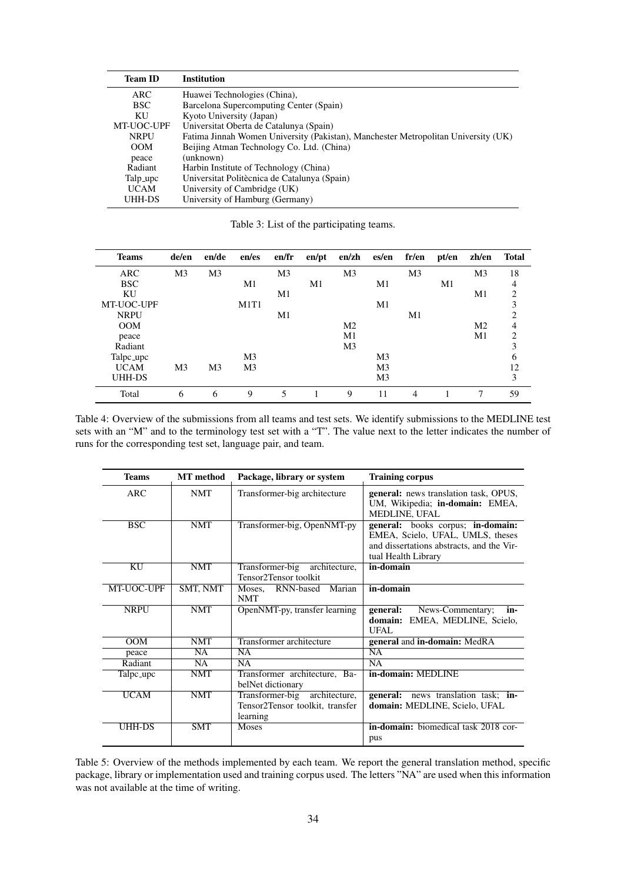| Team ID | Institution |
|---|---|
| ARC | Huawei Technologies (China), |
| BSC | Barcelona Supercomputing Center (Spain) |
| KU | Kyoto University (Japan) |
| MT-UOC-UPF | Universitat Oberta de Catalunya (Spain) |
| NRPU | Fatima Jinnah Women University (Pakistan), Manchester Metropolitan University (UK) |
| OOM | Beijing Atman Technology Co. Ltd. (China) |
| peace | (unknown) |
| Radiant | Harbin Institute of Technology (China) |
| Talp_upc | Universitat Politècnica de Catalunya (Spain) |
| UCAM | University of Cambridge (UK) |
| UHH-DS | University of Hamburg (Germany) |

Table 3: List of the participating teams.

| Teams | de/en | en/de | en/es | en/fr | en/pt | en/zh | es/en | fr/en | pt/en | zh/en | Total |
|---|---|---|---|---|---|---|---|---|---|---|---|
| ARC | M3 | M3 | | M3 | | M3 | | M3 | | M3 | 18 |
| BSC | | | M1 | | M1 | | M1 | | M1 | | 4 |
| KU | | | | M1 | | | | | | M1 | 2 |
| MT-UOC-UPF | | | M1T1 | | | | M1 | | | | 3 |
| NRPU | | | | M1 | | | | M1 | | | 2 |
| OOM | | | | | | M2 | | | | M2 | 4 |
| peace | | | | | | M1 | | | | M1 | 2 |
| Radiant | | | | | | M3 | | | | | 3 |
| Talpc_upc | | | M3 | | | | M3 | | | | 6 |
| UCAM | M3 | M3 | M3 | | | | M3 | | | | 12 |
| UHH-DS | | | | | | | M3 | | | | 3 |
| Total | 6 | 6 | 9 | 5 | 1 | 9 | 11 | 4 | 1 | 7 | 59 |

Table 4: Overview of the submissions from all teams and test sets. We identify submissions to the MEDLINE test sets with an "M" and to the terminology test set with a "T". The value next to the letter indicates the number of runs for the corresponding test set, language pair, and team.

| Teams | MT method | Package, library or system | Training corpus |
|---|---|---|---|
| ARC | NMT | Transformer-big architecture | **general:** news translation task, OPUS, UM, Wikipedia; **in-domain:** EMEA, MEDLINE, UFAL |
| BSC | NMT | Transformer-big, OpenNMT-py | **general:** books corpus; **in-domain:** EMEA, Scielo, UFAL, UMLS, theses and dissertations abstracts, and the Virtual Health Library |
| KU | NMT | Transformer-big architecture, Tensor2Tensor toolkit | **in-domain** |
| MT-UOC-UPF | SMT, NMT | Moses, RNN-based Marian NMT | **in-domain** |
| NRPU | NMT | OpenNMT-py, transfer learning | **general:** News-Commentary; **in-domain:** EMEA, MEDLINE, Scielo, UFAL |
| OOM | NMT | Transformer architecture | **general** and **in-domain:** MedRA |
| peace | NA | NA | NA |
| Radiant | NA | NA | NA |
| Talpc_upc | NMT | Transformer architecture, BabelNet dictionary | **in-domain: MEDLINE** |
| UCAM | NMT | Transformer-big architecture, Tensor2Tensor toolkit, transfer learning | **general:** news translation task; **in-domain:** MEDLINE, Scielo, UFAL |
| UHH-DS | SMT | Moses | **in-domain:** biomedical task 2018 corpus |

Table 5: Overview of the methods implemented by each team. We report the general translation method, specific package, library or implementation used and training corpus used. The letters "NA" are used when this information was not available at the time of writing.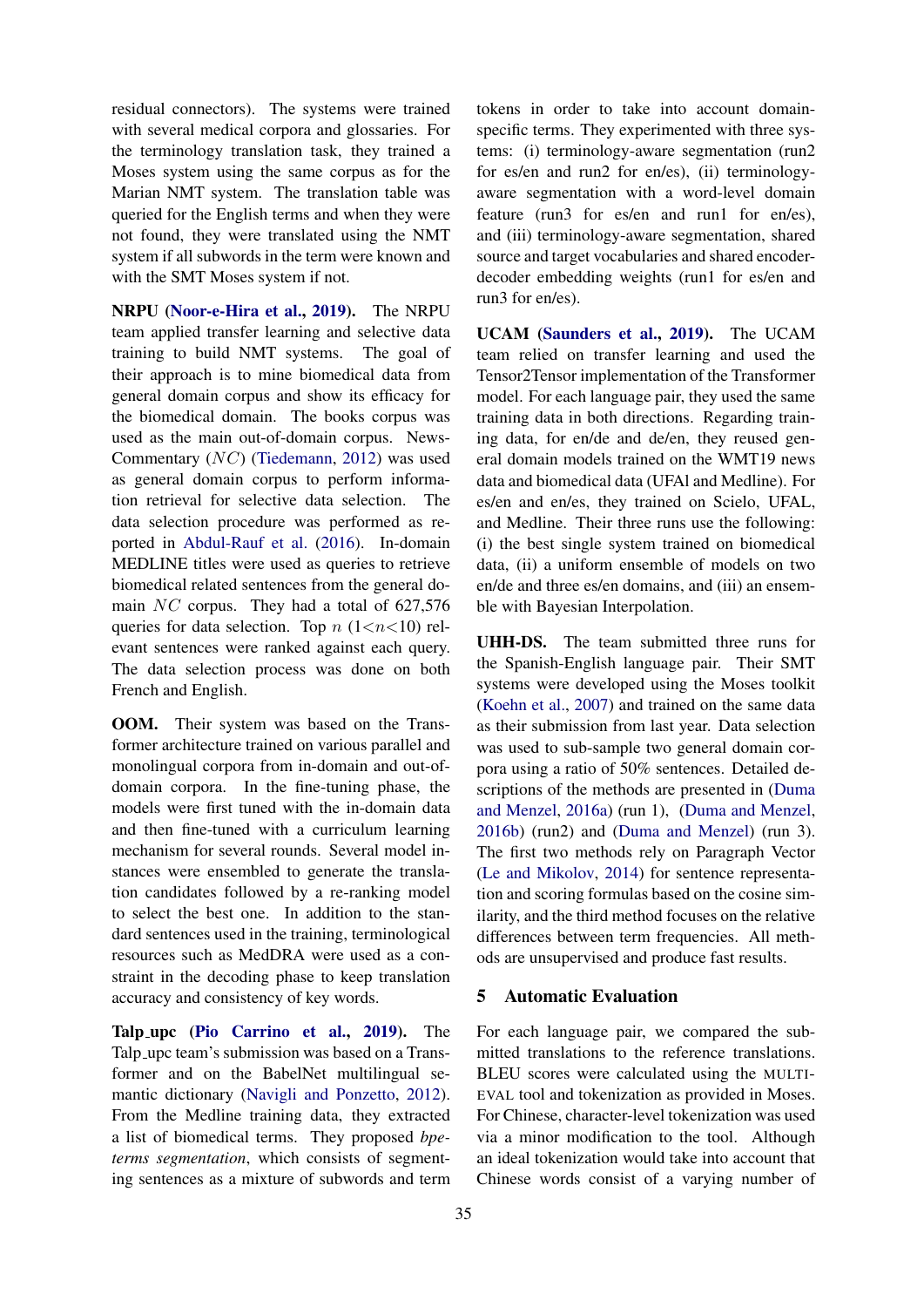residual connectors). The systems were trained with several medical corpora and glossaries. For the terminology translation task, they trained a Moses system using the same corpus as for the Marian NMT system. The translation table was queried for the English terms and when they were not found, they were translated using the NMT system if all subwords in the term were known and with the SMT Moses system if not.

**NRPU (Noor-e-Hira et al., 2019).** The NRPU team applied transfer learning and selective data training to build NMT systems. The goal of their approach is to mine biomedical data from general domain corpus and show its efficacy for the biomedical domain. The books corpus was used as the main out-of-domain corpus. News-Commentary ($NC$) (Tiedemann, 2012) was used as general domain corpus to perform information retrieval for selective data selection. The data selection procedure was performed as reported in Abdul-Rauf et al. (2016). In-domain MEDLINE titles were used as queries to retrieve biomedical related sentences from the general domain $NC$ corpus. They had a total of 627,576 queries for data selection. Top $n$ ($1 < n < 10$) relevant sentences were ranked against each query. The data selection process was done on both French and English.

**OOM.** Their system was based on the Transformer architecture trained on various parallel and monolingual corpora from in-domain and out-of-domain corpora. In the fine-tuning phase, the models were first tuned with the in-domain data and then fine-tuned with a curriculum learning mechanism for several rounds. Several model instances were ensembled to generate the translation candidates followed by a re-ranking model to select the best one. In addition to the standard sentences used in the training, terminological resources such as MedDRA were used as a constraint in the decoding phase to keep translation accuracy and consistency of key words.

**Talp_upc (Pio Carrino et al., 2019).** The Talp_upc team's submission was based on a Transformer and on the BabelNet multilingual semantic dictionary (Navigli and Ponzetto, 2012). From the Medline training data, they extracted a list of biomedical terms. They proposed *bpe-terms segmentation*, which consists of segmenting sentences as a mixture of subwords and term tokens in order to take into account domain-specific terms. They experimented with three systems: (i) terminology-aware segmentation (run2 for es/en and run2 for en/es), (ii) terminology-aware segmentation with a word-level domain feature (run3 for es/en and run1 for en/es), and (iii) terminology-aware segmentation, shared source and target vocabularies and shared encoder-decoder embedding weights (run1 for es/en and run3 for en/es).

**UCAM (Saunders et al., 2019).** The UCAM team relied on transfer learning and used the Tensor2Tensor implementation of the Transformer model. For each language pair, they used the same training data in both directions. Regarding training data, for en/de and de/en, they reused general domain models trained on the WMT19 news data and biomedical data (UFAl and Medline). For es/en and en/es, they trained on Scielo, UFAL, and Medline. Their three runs use the following: (i) the best single system trained on biomedical data, (ii) a uniform ensemble of models on two en/de and three es/en domains, and (iii) an ensemble with Bayesian Interpolation.

**UHH-DS.** The team submitted three runs for the Spanish-English language pair. Their SMT systems were developed using the Moses toolkit (Koehn et al., 2007) and trained on the same data as their submission from last year. Data selection was used to sub-sample two general domain corpora using a ratio of 50% sentences. Detailed descriptions of the methods are presented in (Duma and Menzel, 2016a) (run 1), (Duma and Menzel, 2016b) (run2) and (Duma and Menzel) (run 3). The first two methods rely on Paragraph Vector (Le and Mikolov, 2014) for sentence representation and scoring formulas based on the cosine similarity, and the third method focuses on the relative differences between term frequencies. All methods are unsupervised and produce fast results.

## 5 Automatic Evaluation

For each language pair, we compared the submitted translations to the reference translations. BLEU scores were calculated using the MULTI-EVAL tool and tokenization as provided in Moses. For Chinese, character-level tokenization was used via a minor modification to the tool. Although an ideal tokenization would take into account that Chinese words consist of a varying number of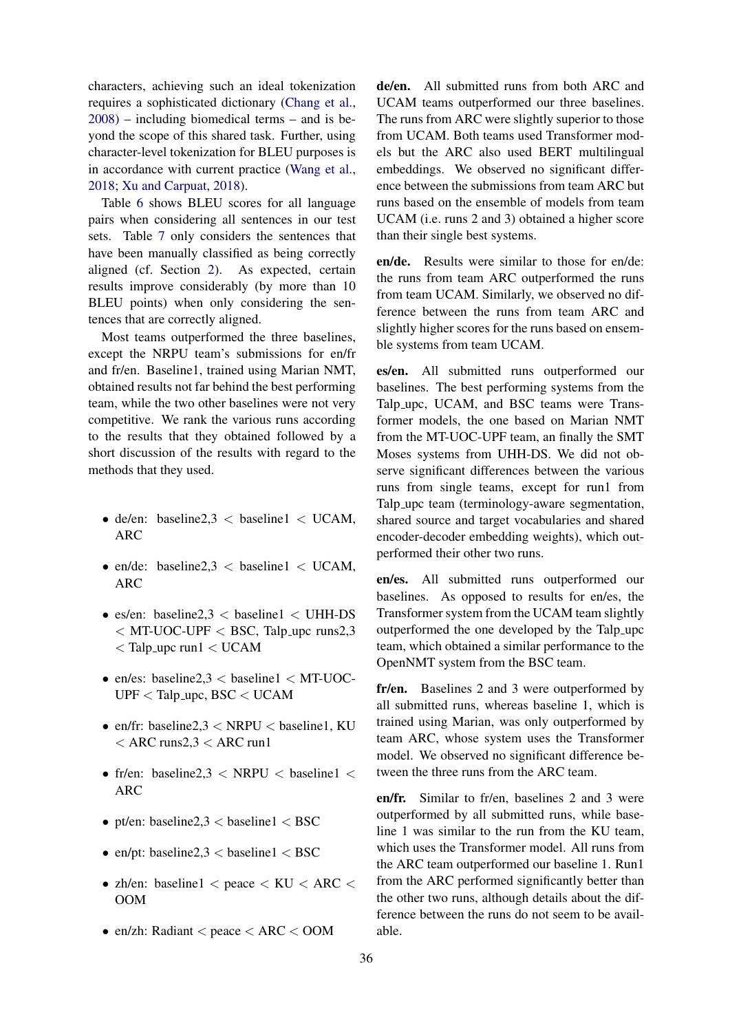characters, achieving such an ideal tokenization requires a sophisticated dictionary (Chang et al., 2008) – including biomedical terms – and is beyond the scope of this shared task. Further, using character-level tokenization for BLEU purposes is in accordance with current practice (Wang et al., 2018; Xu and Carpuat, 2018).

Table 6 shows BLEU scores for all language pairs when considering all sentences in our test sets. Table 7 only considers the sentences that have been manually classified as being correctly aligned (cf. Section 2). As expected, certain results improve considerably (by more than 10 BLEU points) when only considering the sentences that are correctly aligned.

Most teams outperformed the three baselines, except the NRPU team's submissions for en/fr and fr/en. Baseline1, trained using Marian NMT, obtained results not far behind the best performing team, while the two other baselines were not very competitive. We rank the various runs according to the results that they obtained followed by a short discussion of the results with regard to the methods that they used.

- de/en: baseline2,3 < baseline1 < UCAM, ARC
- en/de: baseline2,3 < baseline1 < UCAM, ARC
- es/en: baseline2,3 < baseline1 < UHH-DS < MT-UOC-UPF < BSC, Talp_upc runs2,3 < Talp_upc run1 < UCAM
- en/es: baseline2,3 < baseline1 < MT-UOC-UPF < Talp_upc, BSC < UCAM
- en/fr: baseline2,3 < NRPU < baseline1, KU < ARC runs2,3 < ARC run1
- fr/en: baseline2,3 < NRPU < baseline1 < ARC
- pt/en: baseline2,3 < baseline1 < BSC
- en/pt: baseline2,3 < baseline1 < BSC
- zh/en: baseline1 < peace < KU < ARC < OOM
- en/zh: Radiant < peace < ARC < OOM

**de/en.** All submitted runs from both ARC and UCAM teams outperformed our three baselines. The runs from ARC were slightly superior to those from UCAM. Both teams used Transformer models but the ARC also used BERT multilingual embeddings. We observed no significant difference between the submissions from team ARC but runs based on the ensemble of models from team UCAM (i.e. runs 2 and 3) obtained a higher score than their single best systems.

**en/de.** Results were similar to those for en/de: the runs from team ARC outperformed the runs from team UCAM. Similarly, we observed no difference between the runs from team ARC and slightly higher scores for the runs based on ensemble systems from team UCAM.

**es/en.** All submitted runs outperformed our baselines. The best performing systems from the Talp_upc, UCAM, and BSC teams were Transformer models, the one based on Marian NMT from the MT-UOC-UPF team, an finally the SMT Moses systems from UHH-DS. We did not observe significant differences between the various runs from single teams, except for run1 from Talp_upc team (terminology-aware segmentation, shared source and target vocabularies and shared encoder-decoder embedding weights), which outperformed their other two runs.

**en/es.** All submitted runs outperformed our baselines. As opposed to results for en/es, the Transformer system from the UCAM team slightly outperformed the one developed by the Talp_upc team, which obtained a similar performance to the OpenNMT system from the BSC team.

**fr/en.** Baselines 2 and 3 were outperformed by all submitted runs, whereas baseline 1, which is trained using Marian, was only outperformed by team ARC, whose system uses the Transformer model. We observed no significant difference between the three runs from the ARC team.

**en/fr.** Similar to fr/en, baselines 2 and 3 were outperformed by all submitted runs, while baseline 1 was similar to the run from the KU team, which uses the Transformer model. All runs from the ARC team outperformed our baseline 1. Run1 from the ARC performed significantly better than the other two runs, although details about the difference between the runs do not seem to be available.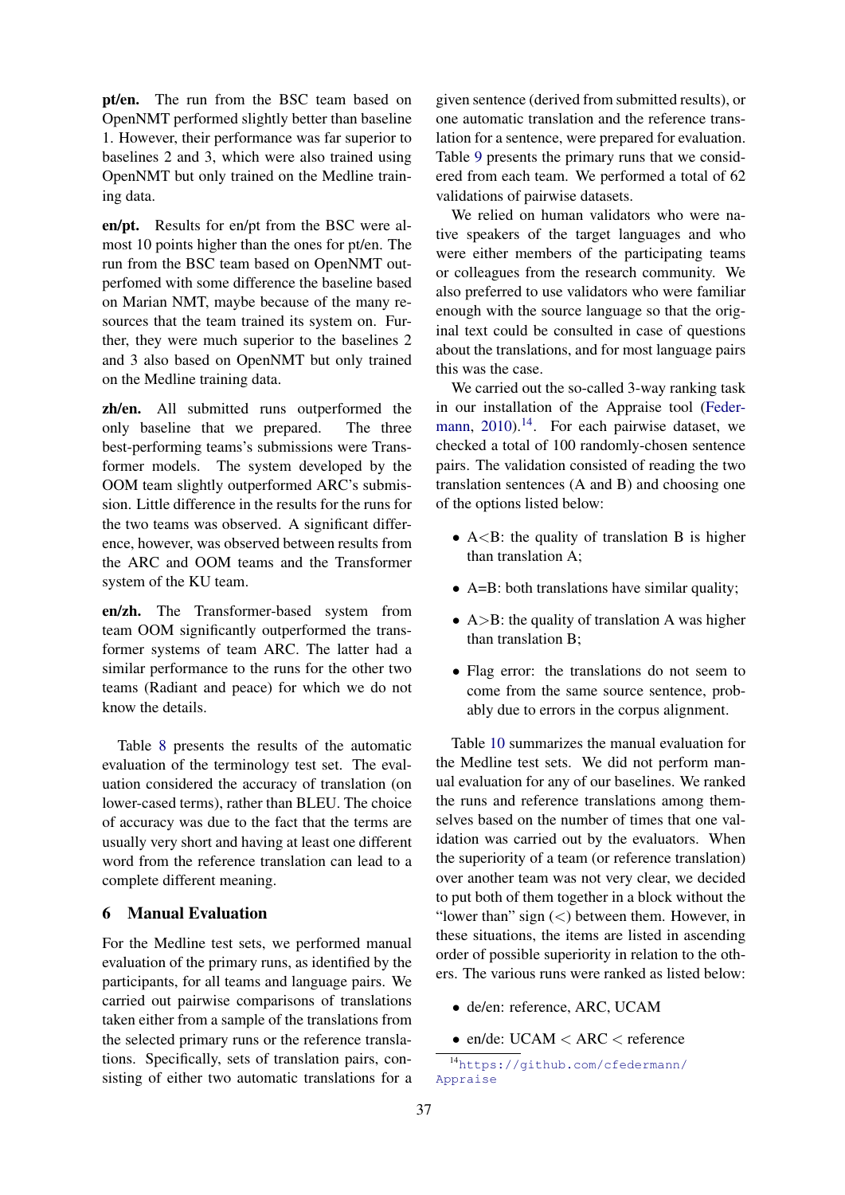**pt/en.** The run from the BSC team based on OpenNMT performed slightly better than baseline 1. However, their performance was far superior to baselines 2 and 3, which were also trained using OpenNMT but only trained on the Medline training data.

**en/pt.** Results for en/pt from the BSC were almost 10 points higher than the ones for pt/en. The run from the BSC team based on OpenNMT outperfomed with some difference the baseline based on Marian NMT, maybe because of the many resources that the team trained its system on. Further, they were much superior to the baselines 2 and 3 also based on OpenNMT but only trained on the Medline training data.

**zh/en.** All submitted runs outperformed the only baseline that we prepared. The three best-performing teams's submissions were Transformer models. The system developed by the OOM team slightly outperformed ARC's submission. Little difference in the results for the runs for the two teams was observed. A significant difference, however, was observed between results from the ARC and OOM teams and the Transformer system of the KU team.

**en/zh.** The Transformer-based system from team OOM significantly outperformed the transformer systems of team ARC. The latter had a similar performance to the runs for the other two teams (Radiant and peace) for which we do not know the details.

Table 8 presents the results of the automatic evaluation of the terminology test set. The evaluation considered the accuracy of translation (on lower-cased terms), rather than BLEU. The choice of accuracy was due to the fact that the terms are usually very short and having at least one different word from the reference translation can lead to a complete different meaning.

## 6 Manual Evaluation

For the Medline test sets, we performed manual evaluation of the primary runs, as identified by the participants, for all teams and language pairs. We carried out pairwise comparisons of translations taken either from a sample of the translations from the selected primary runs or the reference translations. Specifically, sets of translation pairs, consisting of either two automatic translations for a given sentence (derived from submitted results), or one automatic translation and the reference translation for a sentence, were prepared for evaluation. Table 9 presents the primary runs that we considered from each team. We performed a total of 62 validations of pairwise datasets.

We relied on human validators who were native speakers of the target languages and who were either members of the participating teams or colleagues from the research community. We also preferred to use validators who were familiar enough with the source language so that the original text could be consulted in case of questions about the translations, and for most language pairs this was the case.

We carried out the so-called 3-way ranking task in our installation of the Appraise tool (Federmann, 2010).[14]. For each pairwise dataset, we checked a total of 100 randomly-chosen sentence pairs. The validation consisted of reading the two translation sentences (A and B) and choosing one of the options listed below:

- A<B: the quality of translation B is higher than translation A;
- A=B: both translations have similar quality;
- A>B: the quality of translation A was higher than translation B;
- Flag error: the translations do not seem to come from the same source sentence, probably due to errors in the corpus alignment.

Table 10 summarizes the manual evaluation for the Medline test sets. We did not perform manual evaluation for any of our baselines. We ranked the runs and reference translations among themselves based on the number of times that one validation was carried out by the evaluators. When the superiority of a team (or reference translation) over another team was not very clear, we decided to put both of them together in a block without the "lower than" sign (<) between them. However, in these situations, the items are listed in ascending order of possible superiority in relation to the others. The various runs were ranked as listed below:

- de/en: reference, ARC, UCAM
- en/de: UCAM < ARC < reference

[14] https://github.com/cfedermann/Appraise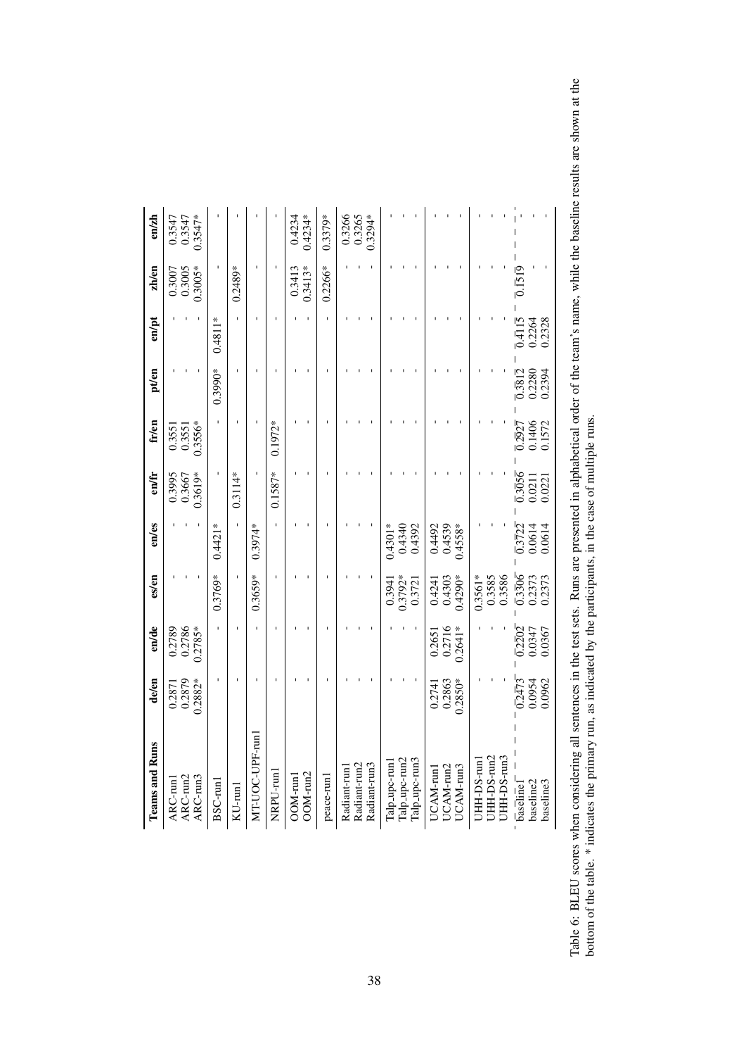| Teams and Runs | de/en | en/de | es/en | en/es | en/fr | fr/en | pt/en | en/pt | zh/en | en/zh |
|---|---|---|---|---|---|---|---|---|---|---|
| ARC-run1 | 0.2871 | 0.2789 | - | - | 0.3995 | 0.3551 | - | - | 0.3007 | 0.3547 |
| ARC-run2 | 0.2879 | 0.2786 | - | - | 0.3667 | 0.3551 | - | - | 0.3005 | 0.3547 |
| ARC-run3 | 0.2882* | 0.2785* | - | - | 0.3619* | 0.3556* | - | - | 0.3005* | 0.3547* |
| BSC-run1 | - | - | 0.3769* | 0.4421* | - | - | 0.3990* | 0.4811* | - | - |
| KU-run1 | - | - | - | - | 0.3114* | - | - | - | 0.2489* | - |
| MT-UOC-UPF-run1 | - | - | 0.3659* | 0.3974* | - | - | - | - | - | - |
| NRPU-run1 | - | - | - | - | 0.1587* | 0.1972* | - | - | - | - |
| OOM-run1 | - | - | - | - | - | - | - | - | 0.3413 | 0.4234 |
| OOM-run2 | - | - | - | - | - | - | - | - | 0.3413* | 0.4234* |
| peace-run1 | - | - | - | - | - | - | - | - | 0.2266* | 0.3379* |
| Radiant-run1 | - | - | - | - | - | - | - | - | - | 0.3266 |
| Radiant-run2 | - | - | - | - | - | - | - | - | - | 0.3265 |
| Radiant-run3 | - | - | - | - | - | - | - | - | - | 0.3294* |
| Talp_upc-run1 | - | - | 0.3941 | 0.4301* | - | - | - | - | - | - |
| Talp_upc-run2 | - | - | 0.3792* | 0.4340 | - | - | - | - | - | - |
| Talp_upc-run3 | - | - | 0.3721 | 0.4392 | - | - | - | - | - | - |
| UCAM-run1 | 0.2741 | 0.2651 | 0.4241 | 0.4492 | - | - | - | - | - | - |
| UCAM-run2 | 0.2863 | 0.2716 | 0.4303 | 0.4539 | - | - | - | - | - | - |
| UCAM-run3 | 0.2850* | 0.2641* | 0.4290* | 0.4558* | - | - | - | - | - | - |
| UHH-DS-run1 | - | - | 0.3561* | - | - | - | - | - | - | - |
| UHH-DS-run2 | - | - | 0.3585 | - | - | - | - | - | - | - |
| UHH-DS-run3 | - | - | 0.3586 | - | - | - | - | - | - | - |
| baseline1 | 0.2473 | 0.2202 | 0.3306 | 0.3722 | 0.3056 | 0.2927 | 0.3812 | 0.4115 | 0.1519 | - |
| baseline2 | 0.0954 | 0.0347 | 0.2373 | 0.0614 | 0.0211 | 0.1406 | 0.2280 | 0.2264 | - | - |
| baseline3 | 0.0962 | 0.0367 | 0.2373 | 0.0614 | 0.0221 | 0.1572 | 0.2394 | 0.2328 | - | - |

Table 6: BLEU scores when considering all sentences in the test sets. Runs are presented in alphabetical order of the team's name, while the baseline results are shown at the bottom of the table. * indicates the primary run, as indicated by the participants, in the case of multiple runs.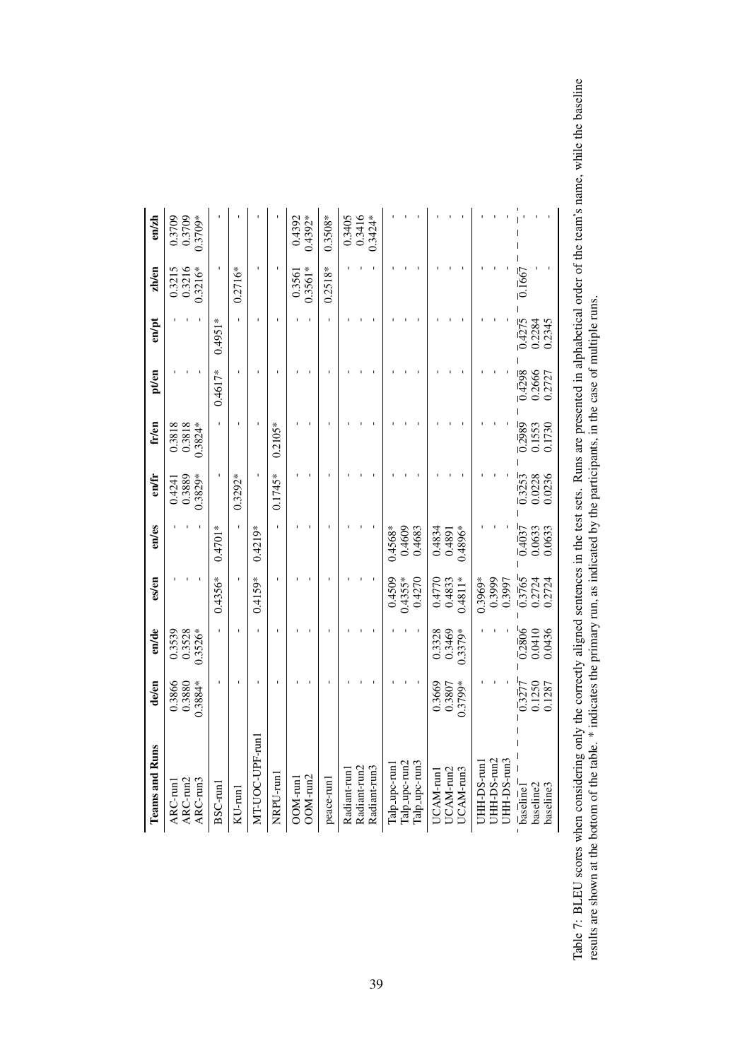| Teams and Runs | de/en | en/de | es/en | en/es | en/fr | fr/en | pt/en | en/pt | zh/en | en/zh |
|---|---|---|---|---|---|---|---|---|---|---|
| ARC-run1 | 0.3866 | 0.3539 | - | - | 0.4241 | 0.3818 | - | - | 0.3215 | 0.3709 |
| ARC-run2 | 0.3880 | 0.3528 | - | - | 0.3889 | 0.3818 | - | - | 0.3216 | 0.3709 |
| ARC-run3 | 0.3884* | 0.3526* | - | - | 0.3829* | 0.3824* | - | - | 0.3216* | 0.3709* |
| BSC-run1 | - | - | 0.4356* | 0.4701* | - | - | 0.4617* | 0.4951* | - | - |
| KU-run1 | - | - | - | - | 0.3292* | - | - | - | 0.2716* | - |
| MT-UOC-UPF-run1 | - | - | 0.4159* | 0.4219* | - | - | - | - | - | - |
| NRPU-run1 | - | - | - | - | 0.1745* | 0.2105* | - | - | - | - |
| OOM-run1 | - | - | - | - | - | - | - | - | 0.3561 | 0.4392 |
| OOM-run2 | - | - | - | - | - | - | - | - | 0.3561* | 0.4392* |
| peace-run1 | - | - | - | - | - | - | - | - | 0.2518* | 0.3508* |
| Radiant-run1 | - | - | - | - | - | - | - | - | - | 0.3405 |
| Radiant-run2 | - | - | - | - | - | - | - | - | - | 0.3416 |
| Radiant-run3 | - | - | - | - | - | - | - | - | - | 0.3424* |
| Talp_upc-run1 | - | - | 0.4509 | 0.4568* | - | - | - | - | - | - |
| Talp_upc-run2 | - | - | 0.4355* | 0.4609 | - | - | - | - | - | - |
| Talp_upc-run3 | - | - | 0.4270 | 0.4683 | - | - | - | - | - | - |
| UCAM-run1 | 0.3669 | 0.3328 | 0.4770 | 0.4834 | - | - | - | - | - | - |
| UCAM-run2 | 0.3807 | 0.3469 | 0.4833 | 0.4891 | - | - | - | - | - | - |
| UCAM-run3 | 0.3799* | 0.3379* | 0.4811* | 0.4896* | - | - | - | - | - | - |
| UHH-DS-run1 | - | - | 0.3969* | - | - | - | - | - | - | - |
| UHH-DS-run2 | - | - | 0.3999 | - | - | - | - | - | - | - |
| UHH-DS-run3 | - | - | 0.3997 | - | - | - | - | - | - | - |
| baseline1 | 0.3277 | 0.2806 | 0.3765 | 0.4037 | 0.3253 | 0.2989 | 0.4298 | 0.4275 | 0.1667 | - |
| baseline2 | 0.1250 | 0.0410 | 0.2724 | 0.0633 | 0.0228 | 0.1553 | 0.2666 | 0.2284 | - | - |
| baseline3 | 0.1287 | 0.0436 | 0.2724 | 0.0633 | 0.0236 | 0.1730 | 0.2727 | 0.2345 | - | - |

Table 7: BLEU scores when considering only the correctly aligned sentences in the test sets. Runs are presented in alphabetical order of the team's name, while the baseline results are shown at the bottom of the table. * indicates the primary run, as indicated by the participants, in the case of multiple runs.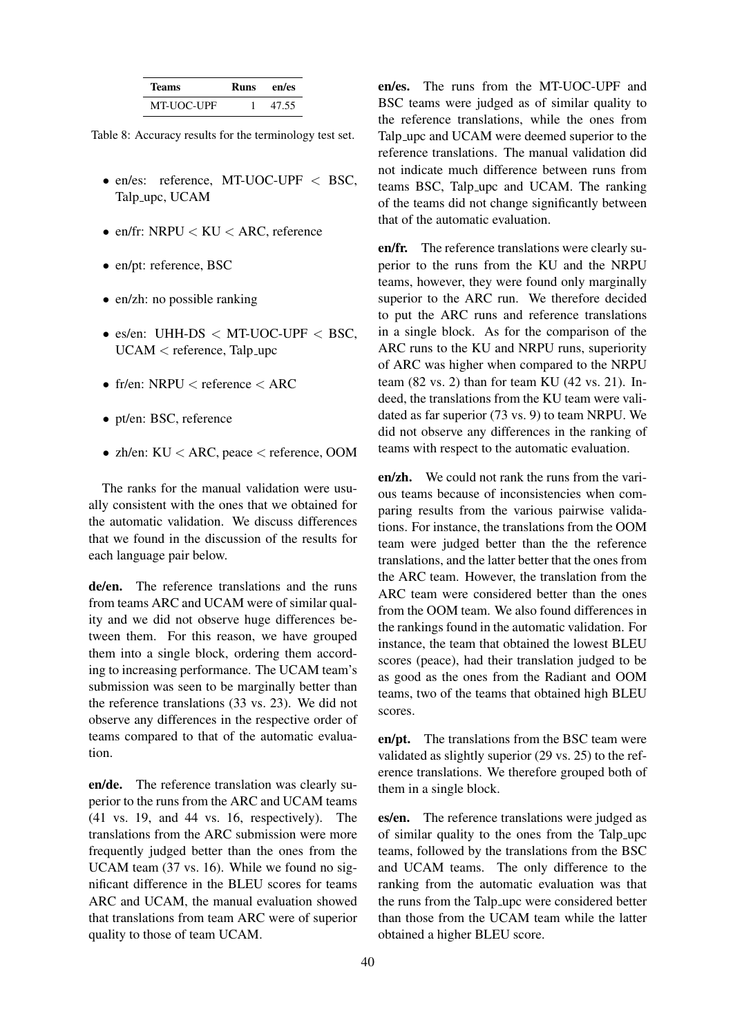| Teams | Runs | en/es |
|---|---|---|
| MT-UOC-UPF | 1 | 47.55 |

Table 8: Accuracy results for the terminology test set.

- en/es: reference, MT-UOC-UPF < BSC, Talp_upc, UCAM
- en/fr: NRPU < KU < ARC, reference
- en/pt: reference, BSC
- en/zh: no possible ranking
- es/en: UHH-DS < MT-UOC-UPF < BSC, UCAM < reference, Talp_upc
- fr/en: NRPU < reference < ARC
- pt/en: BSC, reference
- zh/en: KU < ARC, peace < reference, OOM

The ranks for the manual validation were usually consistent with the ones that we obtained for the automatic validation. We discuss differences that we found in the discussion of the results for each language pair below.

**de/en.** The reference translations and the runs from teams ARC and UCAM were of similar quality and we did not observe huge differences between them. For this reason, we have grouped them into a single block, ordering them according to increasing performance. The UCAM team's submission was seen to be marginally better than the reference translations (33 vs. 23). We did not observe any differences in the respective order of teams compared to that of the automatic evaluation.

**en/de.** The reference translation was clearly superior to the runs from the ARC and UCAM teams (41 vs. 19, and 44 vs. 16, respectively). The translations from the ARC submission were more frequently judged better than the ones from the UCAM team (37 vs. 16). While we found no significant difference in the BLEU scores for teams ARC and UCAM, the manual evaluation showed that translations from team ARC were of superior quality to those of team UCAM.

**en/es.** The runs from the MT-UOC-UPF and BSC teams were judged as of similar quality to the reference translations, while the ones from Talp_upc and UCAM were deemed superior to the reference translations. The manual validation did not indicate much difference between runs from teams BSC, Talp_upc and UCAM. The ranking of the teams did not change significantly between that of the automatic evaluation.

**en/fr.** The reference translations were clearly superior to the runs from the KU and the NRPU teams, however, they were found only marginally superior to the ARC run. We therefore decided to put the ARC runs and reference translations in a single block. As for the comparison of the ARC runs to the KU and NRPU runs, superiority of ARC was higher when compared to the NRPU team (82 vs. 2) than for team KU (42 vs. 21). Indeed, the translations from the KU team were validated as far superior (73 vs. 9) to team NRPU. We did not observe any differences in the ranking of teams with respect to the automatic evaluation.

**en/zh.** We could not rank the runs from the various teams because of inconsistencies when comparing results from the various pairwise validations. For instance, the translations from the OOM team were judged better than the the reference translations, and the latter better that the ones from the ARC team. However, the translation from the ARC team were considered better than the ones from the OOM team. We also found differences in the rankings found in the automatic validation. For instance, the team that obtained the lowest BLEU scores (peace), had their translation judged to be as good as the ones from the Radiant and OOM teams, two of the teams that obtained high BLEU scores.

**en/pt.** The translations from the BSC team were validated as slightly superior (29 vs. 25) to the reference translations. We therefore grouped both of them in a single block.

**es/en.** The reference translations were judged as of similar quality to the ones from the Talp_upc teams, followed by the translations from the BSC and UCAM teams. The only difference to the ranking from the automatic evaluation was that the runs from the Talp_upc were considered better than those from the UCAM team while the latter obtained a higher BLEU score.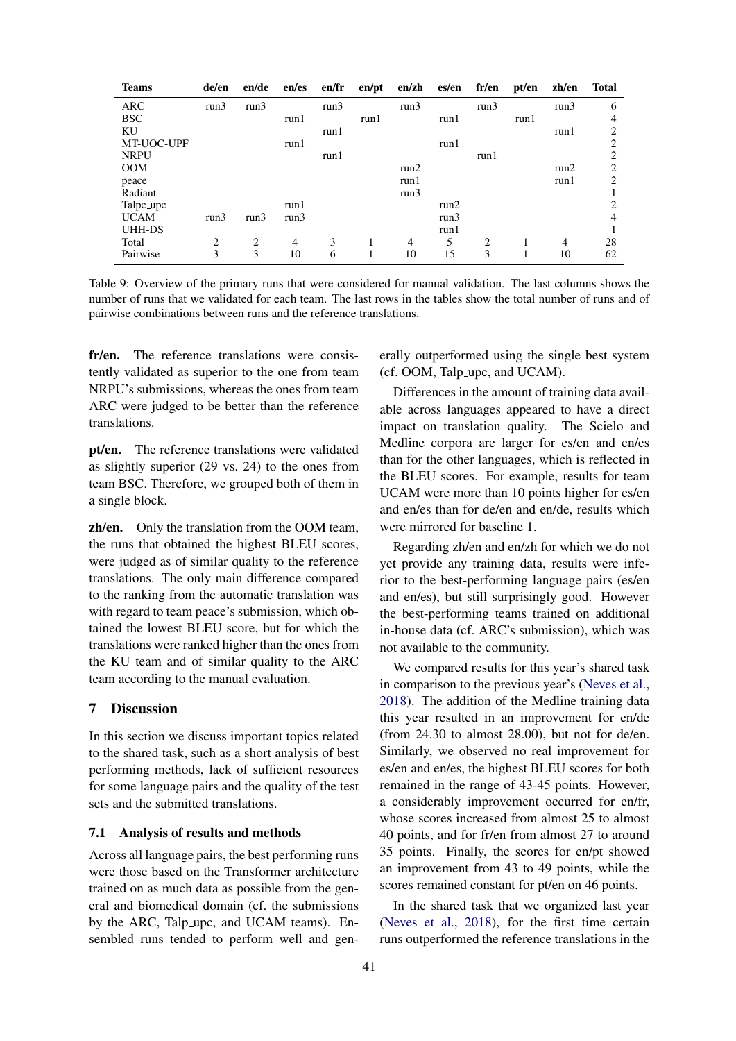| Teams | de/en | en/de | en/es | en/fr | en/pt | en/zh | es/en | fr/en | pt/en | zh/en | Total |
|---|---|---|---|---|---|---|---|---|---|---|---|
| ARC | run3 | run3 | | run3 | | run3 | | run3 | | run3 | 6 |
| BSC | | | run1 | | run1 | | run1 | | run1 | | 4 |
| KU | | | | run1 | | | | | | run1 | 2 |
| MT-UOC-UPF | | | run1 | | | | run1 | | | | 2 |
| NRPU | | | | run1 | | | | run1 | | | 2 |
| OOM | | | | | | run2 | | | | run2 | 2 |
| peace | | | | | | run1 | | | | run1 | 2 |
| Radiant | | | | | | run3 | | | | | 1 |
| Talpc_upc | | | run1 | | | | run2 | | | | 2 |
| UCAM | run3 | run3 | run3 | | | | run3 | | | | 4 |
| UHH-DS | | | | | | | run1 | | | | 1 |
| Total | 2 | 2 | 4 | 3 | 1 | 4 | 5 | 2 | 1 | 4 | 28 |
| Pairwise | 3 | 3 | 10 | 6 | 1 | 10 | 15 | 3 | 1 | 10 | 62 |

Table 9: Overview of the primary runs that were considered for manual validation. The last columns shows the number of runs that we validated for each team. The last rows in the tables show the total number of runs and of pairwise combinations between runs and the reference translations.

**fr/en.** The reference translations were consistently validated as superior to the one from team NRPU's submissions, whereas the ones from team ARC were judged to be better than the reference translations.

**pt/en.** The reference translations were validated as slightly superior (29 vs. 24) to the ones from team BSC. Therefore, we grouped both of them in a single block.

**zh/en.** Only the translation from the OOM team, the runs that obtained the highest BLEU scores, were judged as of similar quality to the reference translations. The only main difference compared to the ranking from the automatic translation was with regard to team peace's submission, which obtained the lowest BLEU score, but for which the translations were ranked higher than the ones from the KU team and of similar quality to the ARC team according to the manual evaluation.

## 7 Discussion

In this section we discuss important topics related to the shared task, such as a short analysis of best performing methods, lack of sufficient resources for some language pairs and the quality of the test sets and the submitted translations.

### 7.1 Analysis of results and methods

Across all language pairs, the best performing runs were those based on the Transformer architecture trained on as much data as possible from the general and biomedical domain (cf. the submissions by the ARC, Talp_upc, and UCAM teams). Ensembled runs tended to perform well and generally outperformed using the single best system (cf. OOM, Talp_upc, and UCAM).

Differences in the amount of training data available across languages appeared to have a direct impact on translation quality. The Scielo and Medline corpora are larger for es/en and en/es than for the other languages, which is reflected in the BLEU scores. For example, results for team UCAM were more than 10 points higher for es/en and en/es than for de/en and en/de, results which were mirrored for baseline 1.

Regarding zh/en and en/zh for which we do not yet provide any training data, results were inferior to the best-performing language pairs (es/en and en/es), but still surprisingly good. However the best-performing teams trained on additional in-house data (cf. ARC's submission), which was not available to the community.

We compared results for this year's shared task in comparison to the previous year's (Neves et al., 2018). The addition of the Medline training data this year resulted in an improvement for en/de (from 24.30 to almost 28.00), but not for de/en. Similarly, we observed no real improvement for es/en and en/es, the highest BLEU scores for both remained in the range of 43-45 points. However, a considerably improvement occurred for en/fr, whose scores increased from almost 25 to almost 40 points, and for fr/en from almost 27 to around 35 points. Finally, the scores for en/pt showed an improvement from 43 to 49 points, while the scores remained constant for pt/en on 46 points.

In the shared task that we organized last year (Neves et al., 2018), for the first time certain runs outperformed the reference translations in the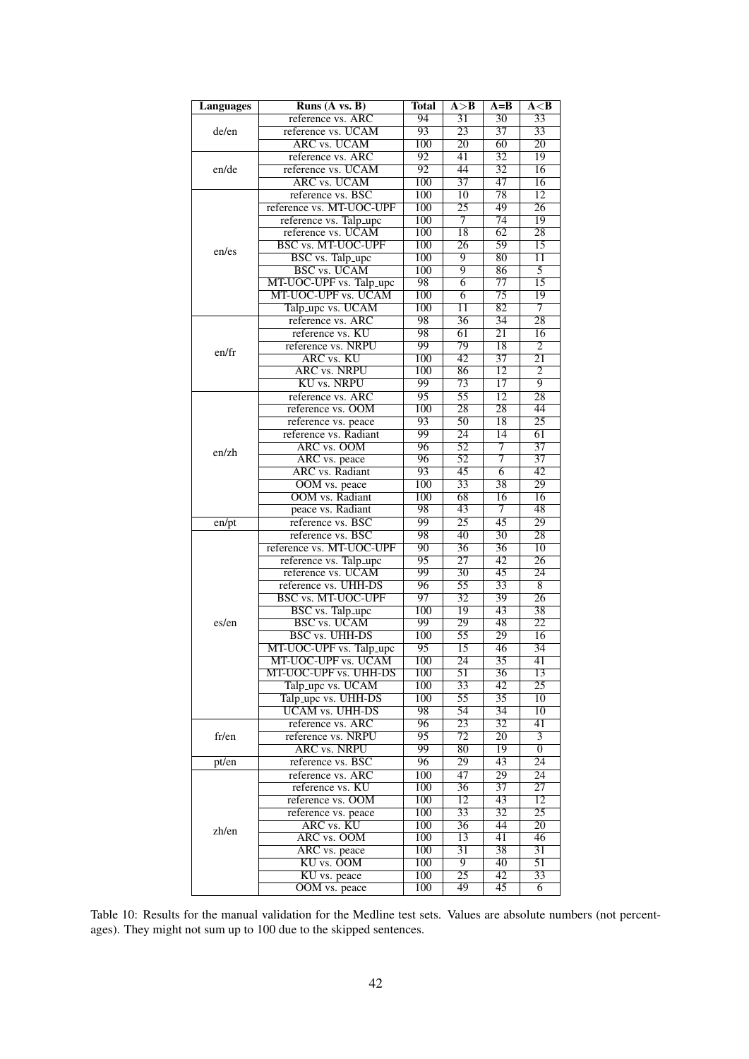| Languages | Runs (A vs. B) | Total | A>B | A=B | A<B |
|---|---|---|---|---|---|
| de/en | reference vs. ARC | 94 | 31 | 30 | 33 |
| | reference vs. UCAM | 93 | 23 | 37 | 33 |
| | ARC vs. UCAM | 100 | 20 | 60 | 20 |
| en/de | reference vs. ARC | 92 | 41 | 32 | 19 |
| | reference vs. UCAM | 92 | 44 | 32 | 16 |
| | ARC vs. UCAM | 100 | 37 | 47 | 16 |
| en/es | reference vs. BSC | 100 | 10 | 78 | 12 |
| | reference vs. MT-UOC-UPF | 100 | 25 | 49 | 26 |
| | reference vs. Talp_upc | 100 | 7 | 74 | 19 |
| | reference vs. UCAM | 100 | 18 | 62 | 28 |
| | BSC vs. MT-UOC-UPF | 100 | 26 | 59 | 15 |
| | BSC vs. Talp_upc | 100 | 9 | 80 | 11 |
| | BSC vs. UCAM | 100 | 9 | 86 | 5 |
| | MT-UOC-UPF vs. Talp_upc | 98 | 6 | 77 | 15 |
| | MT-UOC-UPF vs. UCAM | 100 | 6 | 75 | 19 |
| | Talp_upc vs. UCAM | 100 | 11 | 82 | 7 |
| en/fr | reference vs. ARC | 98 | 36 | 34 | 28 |
| | reference vs. KU | 98 | 61 | 21 | 16 |
| | reference vs. NRPU | 99 | 79 | 18 | 2 |
| | ARC vs. KU | 100 | 42 | 37 | 21 |
| | ARC vs. NRPU | 100 | 86 | 12 | 2 |
| | KU vs. NRPU | 99 | 73 | 17 | 9 |
| en/zh | reference vs. ARC | 95 | 55 | 12 | 28 |
| | reference vs. OOM | 100 | 28 | 28 | 44 |
| | reference vs. peace | 93 | 50 | 18 | 25 |
| | reference vs. Radiant | 99 | 24 | 14 | 61 |
| | ARC vs. OOM | 96 | 52 | 7 | 37 |
| | ARC vs. peace | 96 | 52 | 7 | 37 |
| | ARC vs. Radiant | 93 | 45 | 6 | 42 |
| | OOM vs. peace | 100 | 33 | 38 | 29 |
| | OOM vs. Radiant | 100 | 68 | 16 | 16 |
| | peace vs. Radiant | 98 | 43 | 7 | 48 |
| en/pt | reference vs. BSC | 99 | 25 | 45 | 29 |
| es/en | reference vs. BSC | 98 | 40 | 30 | 28 |
| | reference vs. MT-UOC-UPF | 90 | 36 | 36 | 10 |
| | reference vs. Talp_upc | 95 | 27 | 42 | 26 |
| | reference vs. UCAM | 99 | 30 | 45 | 24 |
| | reference vs. UHH-DS | 96 | 55 | 33 | 8 |
| | BSC vs. MT-UOC-UPF | 97 | 32 | 39 | 26 |
| | BSC vs. Talp_upc | 100 | 19 | 43 | 38 |
| | BSC vs. UCAM | 99 | 29 | 48 | 22 |
| | BSC vs. UHH-DS | 100 | 55 | 29 | 16 |
| | MT-UOC-UPF vs. Talp_upc | 95 | 15 | 46 | 34 |
| | MT-UOC-UPF vs. UCAM | 100 | 24 | 35 | 41 |
| | MT-UOC-UPF vs. UHH-DS | 100 | 51 | 36 | 13 |
| | Talp_upc vs. UCAM | 100 | 33 | 42 | 25 |
| | Talp_upc vs. UHH-DS | 100 | 55 | 35 | 10 |
| | UCAM vs. UHH-DS | 98 | 54 | 34 | 10 |
| fr/en | reference vs. ARC | 96 | 23 | 32 | 41 |
| | reference vs. NRPU | 95 | 72 | 20 | 3 |
| | ARC vs. NRPU | 99 | 80 | 19 | 0 |
| pt/en | reference vs. BSC | 96 | 29 | 43 | 24 |
| zh/en | reference vs. ARC | 100 | 47 | 29 | 24 |
| | reference vs. KU | 100 | 36 | 37 | 27 |
| | reference vs. OOM | 100 | 12 | 43 | 12 |
| | reference vs. peace | 100 | 33 | 32 | 25 |
| | ARC vs. KU | 100 | 36 | 44 | 20 |
| | ARC vs. OOM | 100 | 13 | 41 | 46 |
| | ARC vs. peace | 100 | 31 | 38 | 31 |
| | KU vs. OOM | 100 | 9 | 40 | 51 |
| | KU vs. peace | 100 | 25 | 42 | 33 |
| | OOM vs. peace | 100 | 49 | 45 | 6 |

Table 10: Results for the manual validation for the Medline test sets. Values are absolute numbers (not percentages). They might not sum up to 100 due to the skipped sentences.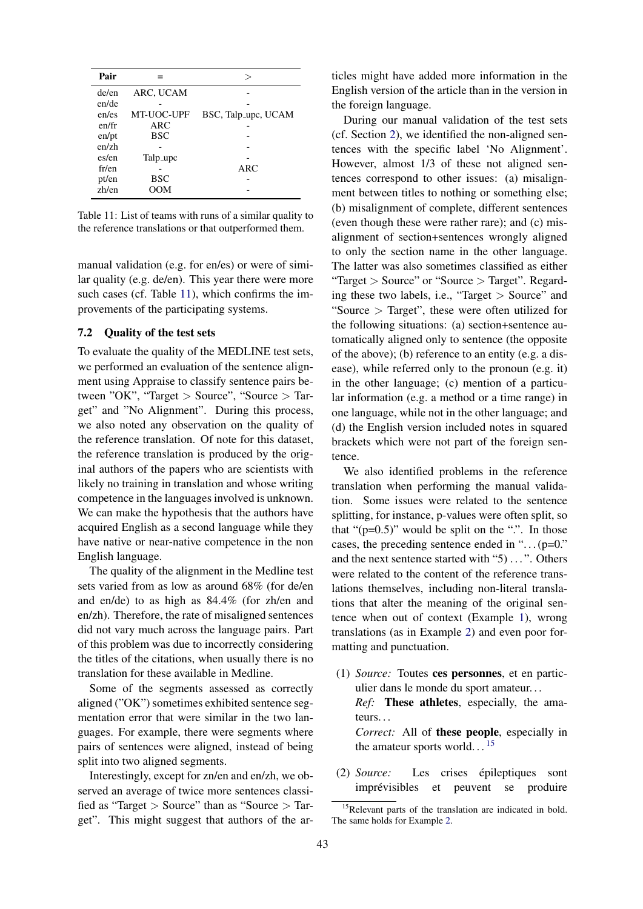| Pair | = | > |
|---|---|---|
| de/en | ARC, UCAM | - |
| en/de | - | - |
| en/es | MT-UOC-UPF | BSC, Talp_upc, UCAM |
| en/fr | ARC | - |
| en/pt | BSC | - |
| en/zh | - | - |
| es/en | Talp_upc | - |
| fr/en | - | ARC |
| pt/en | BSC | - |
| zh/en | OOM | - |

Table 11: List of teams with runs of a similar quality to the reference translations or that outperformed them.

manual validation (e.g. for en/es) or were of similar quality (e.g. de/en). This year there were more such cases (cf. Table 11), which confirms the improvements of the participating systems.

### 7.2 Quality of the test sets

To evaluate the quality of the MEDLINE test sets, we performed an evaluation of the sentence alignment using Appraise to classify sentence pairs between "OK", "Target > Source", "Source > Target" and "No Alignment". During this process, we also noted any observation on the quality of the reference translation. Of note for this dataset, the reference translation is produced by the original authors of the papers who are scientists with likely no training in translation and whose writing competence in the languages involved is unknown. We can make the hypothesis that the authors have acquired English as a second language while they have native or near-native competence in the non English language.

The quality of the alignment in the Medline test sets varied from as low as around 68% (for de/en and en/de) to as high as 84.4% (for zh/en and en/zh). Therefore, the rate of misaligned sentences did not vary much across the language pairs. Part of this problem was due to incorrectly considering the titles of the citations, when usually there is no translation for these available in Medline.

Some of the segments assessed as correctly aligned ("OK") sometimes exhibited sentence segmentation error that were similar in the two languages. For example, there were segments where pairs of sentences were aligned, instead of being split into two aligned segments.

Interestingly, except for zn/en and en/zh, we observed an average of twice more sentences classified as "Target > Source" than as "Source > Target". This might suggest that authors of the articles might have added more information in the English version of the article than in the version in the foreign language.

During our manual validation of the test sets (cf. Section 2), we identified the non-aligned sentences with the specific label 'No Alignment'. However, almost 1/3 of these not aligned sentences correspond to other issues: (a) misalignment between titles to nothing or something else; (b) misalignment of complete, different sentences (even though these were rather rare); and (c) misalignment of section+sentences wrongly aligned to only the section name in the other language. The latter was also sometimes classified as either "Target > Source" or "Source > Target". Regarding these two labels, i.e., "Target > Source" and "Source > Target", these were often utilized for the following situations: (a) section+sentence automatically aligned only to sentence (the opposite of the above); (b) reference to an entity (e.g. a disease), while referred only to the pronoun (e.g. it) in the other language; (c) mention of a particular information (e.g. a method or a time range) in one language, while not in the other language; and (d) the English version included notes in squared brackets which were not part of the foreign sentence.

We also identified problems in the reference translation when performing the manual validation. Some issues were related to the sentence splitting, for instance, p-values were often split, so that "(p=0.5)" would be split on the ".". In those cases, the preceding sentence ended in "…(p=0." and the next sentence started with "5) …". Others were related to the content of the reference translations themselves, including non-literal translations that alter the meaning of the original sentence when out of context (Example 1), wrong translations (as in Example 2) and even poor formatting and punctuation.

(1) *Source:* Toutes **ces personnes**, et en particulier dans le monde du sport amateur…
*Ref:* **These athletes**, especially, the amateurs…
*Correct:* All of **these people**, especially in the amateur sports world…[15]

(2) *Source:* Les crises épileptiques sont imprévisibles et peuvent se produire

[15] Relevant parts of the translation are indicated in bold. The same holds for Example 2.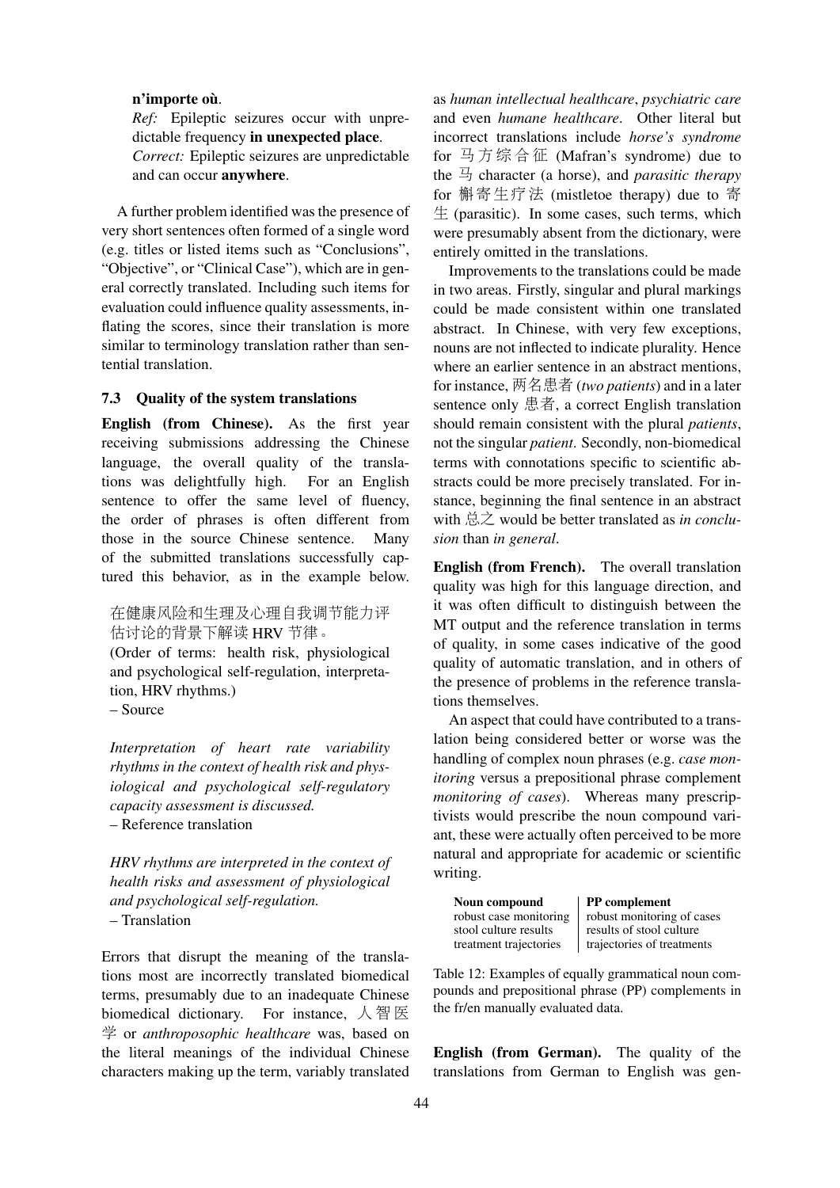**n'importe où**.

*Ref:* Epileptic seizures occur with unpredictable frequency **in unexpected place**.

*Correct:* Epileptic seizures are unpredictable and can occur **anywhere**.

A further problem identified was the presence of very short sentences often formed of a single word (e.g. titles or listed items such as "Conclusions", "Objective", or "Clinical Case"), which are in general correctly translated. Including such items for evaluation could influence quality assessments, inflating the scores, since their translation is more similar to terminology translation rather than sentential translation.

### 7.3 Quality of the system translations

**English (from Chinese).** As the first year receiving submissions addressing the Chinese language, the overall quality of the translations was delightfully high. For an English sentence to offer the same level of fluency, the order of phrases is often different from those in the source Chinese sentence. Many of the submitted translations successfully captured this behavior, as in the example below.

> 在健康风险和生理及心理自我调节能力评估讨论的背景下解读 HRV 节律。
> (Order of terms: health risk, physiological and psychological self-regulation, interpretation, HRV rhythms.)
> – Source
>
> *Interpretation of heart rate variability rhythms in the context of health risk and physiological and psychological self-regulatory capacity assessment is discussed.*
> – Reference translation
>
> *HRV rhythms are interpreted in the context of health risks and assessment of physiological and psychological self-regulation.*
> – Translation

Errors that disrupt the meaning of the translations most are incorrectly translated biomedical terms, presumably due to an inadequate Chinese biomedical dictionary. For instance, 人智医学 or *anthroposophic healthcare* was, based on the literal meanings of the individual Chinese characters making up the term, variably translated as *human intellectual healthcare*, *psychiatric care* and even *humane healthcare*. Other literal but incorrect translations include *horse's syndrome* for 马方综合征 (Mafran's syndrome) due to the 马 character (a horse), and *parasitic therapy* for 槲寄生疗法 (mistletoe therapy) due to 寄生 (parasitic). In some cases, such terms, which were presumably absent from the dictionary, were entirely omitted in the translations.

Improvements to the translations could be made in two areas. Firstly, singular and plural markings could be made consistent within one translated abstract. In Chinese, with very few exceptions, nouns are not inflected to indicate plurality. Hence where an earlier sentence in an abstract mentions, for instance, 两名患者 (*two patients*) and in a later sentence only 患者, a correct English translation should remain consistent with the plural *patients*, not the singular *patient*. Secondly, non-biomedical terms with connotations specific to scientific abstracts could be more precisely translated. For instance, beginning the final sentence in an abstract with 总之 would be better translated as *in conclusion* than *in general*.

**English (from French).** The overall translation quality was high for this language direction, and it was often difficult to distinguish between the MT output and the reference translation in terms of quality, in some cases indicative of the good quality of automatic translation, and in others of the presence of problems in the reference translations themselves.

An aspect that could have contributed to a translation being considered better or worse was the handling of complex noun phrases (e.g. *case monitoring* versus a prepositional phrase complement *monitoring of cases*). Whereas many prescriptivists would prescribe the noun compound variant, these were actually often perceived to be more natural and appropriate for academic or scientific writing.

| Noun compound | PP complement |
|---|---|
| robust case monitoring | robust monitoring of cases |
| stool culture results | results of stool culture |
| treatment trajectories | trajectories of treatments |

Table 12: Examples of equally grammatical noun compounds and prepositional phrase (PP) complements in the fr/en manually evaluated data.

**English (from German).** The quality of the translations from German to English was gen-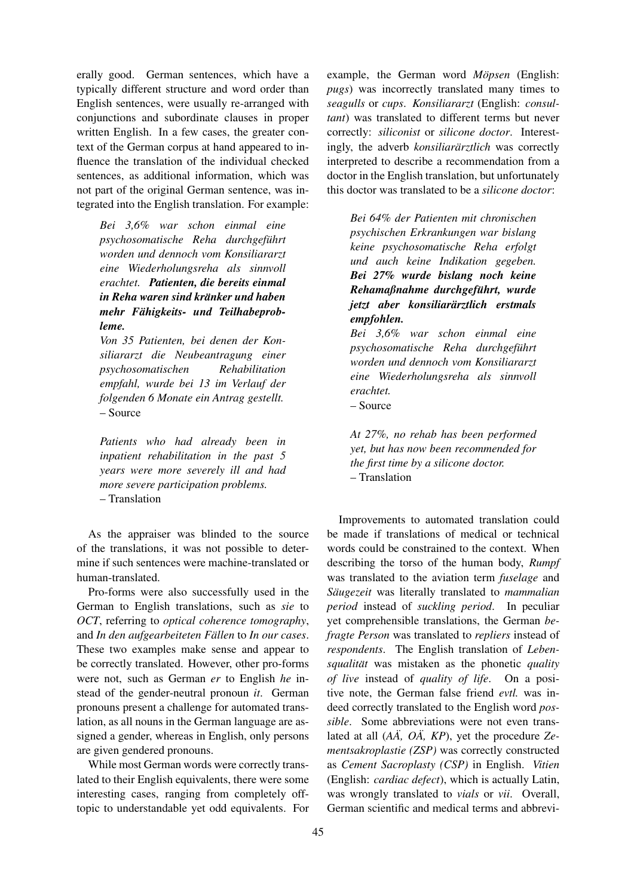erally good. German sentences, which have a typically different structure and word order than English sentences, were usually re-arranged with conjunctions and subordinate clauses in proper written English. In a few cases, the greater context of the German corpus at hand appeared to influence the translation of the individual checked sentences, as additional information, which was not part of the original German sentence, was integrated into the English translation. For example:

> *Bei 3,6% war schon einmal eine psychosomatische Reha durchgeführt worden und dennoch vom Konsiliararzt eine Wiederholungsreha als sinnvoll erachtet.* ***Patienten, die bereits einmal in Reha waren sind kränker und haben mehr Fähigkeits- und Teilhabeprobleme.***
> *Von 35 Patienten, bei denen der Konsiliararzt die Neubeantragung einer psychosomatischen Rehabilitation empfahl, wurde bei 13 im Verlauf der folgenden 6 Monate ein Antrag gestellt.*
> – Source

> *Patients who had already been in inpatient rehabilitation in the past 5 years were more severely ill and had more severe participation problems.*
> – Translation

As the appraiser was blinded to the source of the translations, it was not possible to determine if such sentences were machine-translated or human-translated.

Pro-forms were also successfully used in the German to English translations, such as *sie* to *OCT*, referring to *optical coherence tomography*, and *In den aufgearbeiteten Fällen* to *In our cases*. These two examples make sense and appear to be correctly translated. However, other pro-forms were not, such as German *er* to English *he* instead of the gender-neutral pronoun *it*. German pronouns present a challenge for automated translation, as all nouns in the German language are assigned a gender, whereas in English, only persons are given gendered pronouns.

While most German words were correctly translated to their English equivalents, there were some interesting cases, ranging from completely off-topic to understandable yet odd equivalents. For example, the German word *Möpsen* (English: *pugs*) was incorrectly translated many times to *seagulls* or *cups*. *Konsiliararzt* (English: *consultant*) was translated to different terms but never correctly: *siliconist* or *silicone doctor*. Interestingly, the adverb *konsiliarärztlich* was correctly interpreted to describe a recommendation from a doctor in the English translation, but unfortunately this doctor was translated to be a *silicone doctor*:

> *Bei 64% der Patienten mit chronischen psychischen Erkrankungen war bislang keine psychosomatische Reha erfolgt und auch keine Indikation gegeben.* ***Bei 27% wurde bislang noch keine Rehamaßnahme durchgeführt, wurde jetzt aber konsiliarärztlich erstmals empfohlen.***
> *Bei 3,6% war schon einmal eine psychosomatische Reha durchgeführt worden und dennoch vom Konsiliararzt eine Wiederholungsreha als sinnvoll erachtet.*
> – Source

> *At 27%, no rehab has been performed yet, but has now been recommended for the first time by a silicone doctor.*
> – Translation

Improvements to automated translation could be made if translations of medical or technical words could be constrained to the context. When describing the torso of the human body, *Rumpf* was translated to the aviation term *fuselage* and *Säugezeit* was literally translated to *mammalian period* instead of *suckling period*. In peculiar yet comprehensible translations, the German *befragte Person* was translated to *repliers* instead of *respondents*. The English translation of *Lebensqualität* was mistaken as the phonetic *quality of live* instead of *quality of life*. On a positive note, the German false friend *evtl.* was indeed correctly translated to the English word *possible*. Some abbreviations were not even translated at all (*AÄ, OÄ, KP*), yet the procedure *Zementsakroplastie (ZSP)* was correctly constructed as *Cement Sacroplasty (CSP)* in English. *Vitien* (English: *cardiac defect*), which is actually Latin, was wrongly translated to *vials* or *vii*. Overall, German scientific and medical terms and abbrevi-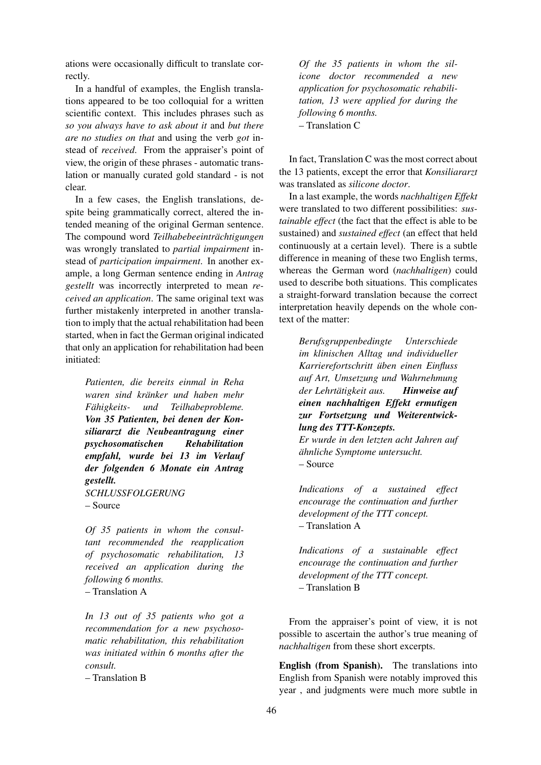ations were occasionally difficult to translate correctly.

In a handful of examples, the English translations appeared to be too colloquial for a written scientific context. This includes phrases such as *so you always have to ask about it* and *but there are no studies on that* and using the verb *got* instead of *received*. From the appraiser's point of view, the origin of these phrases - automatic translation or manually curated gold standard - is not clear.

In a few cases, the English translations, despite being grammatically correct, altered the intended meaning of the original German sentence. The compound word *Teilhabebeeinträchtigungen* was wrongly translated to *partial impairment* instead of *participation impairment*. In another example, a long German sentence ending in *Antrag gestellt* was incorrectly interpreted to mean *received an application*. The same original text was further mistakenly interpreted in another translation to imply that the actual rehabilitation had been started, when in fact the German original indicated that only an application for rehabilitation had been initiated:

> *Patienten, die bereits einmal in Reha waren sind kränker und haben mehr Fähigkeits- und Teilhabeprobleme.* ***Von 35 Patienten, bei denen der Konsiliararzt die Neubeantragung einer psychosomatischen Rehabilitation empfahl, wurde bei 13 im Verlauf der folgenden 6 Monate ein Antrag gestellt.***
> *SCHLUSSFOLGERUNG*
> – Source

> *Of 35 patients in whom the consultant recommended the reapplication of psychosomatic rehabilitation, 13 received an application during the following 6 months.*
> – Translation A

> *In 13 out of 35 patients who got a recommendation for a new psychosomatic rehabilitation, this rehabilitation was initiated within 6 months after the consult.*
> – Translation B

> *Of the 35 patients in whom the silicone doctor recommended a new application for psychosomatic rehabilitation, 13 were applied for during the following 6 months.*
> – Translation C

In fact, Translation C was the most correct about the 13 patients, except the error that *Konsiliararzt* was translated as *silicone doctor*.

In a last example, the words *nachhaltigen Effekt* were translated to two different possibilities: *sustainable effect* (the fact that the effect is able to be sustained) and *sustained effect* (an effect that held continuously at a certain level). There is a subtle difference in meaning of these two English terms, whereas the German word (*nachhaltigen*) could used to describe both situations. This complicates a straight-forward translation because the correct interpretation heavily depends on the whole context of the matter:

> *Berufsgruppenbedingte Unterschiede im klinischen Alltag und individueller Karrierefortschritt üben einen Einfluss auf Art, Umsetzung und Wahrnehmung der Lehrtätigkeit aus.* ***Hinweise auf einen nachhaltigen Effekt ermutigen zur Fortsetzung und Weiterentwicklung des TTT-Konzepts.***
> *Er wurde in den letzten acht Jahren auf ähnliche Symptome untersucht.*
> – Source

> *Indications of a sustained effect encourage the continuation and further development of the TTT concept.*
> – Translation A

> *Indications of a sustainable effect encourage the continuation and further development of the TTT concept.*
> – Translation B

From the appraiser's point of view, it is not possible to ascertain the author's true meaning of *nachhaltigen* from these short excerpts.

**English (from Spanish).** The translations into English from Spanish were notably improved this year , and judgments were much more subtle in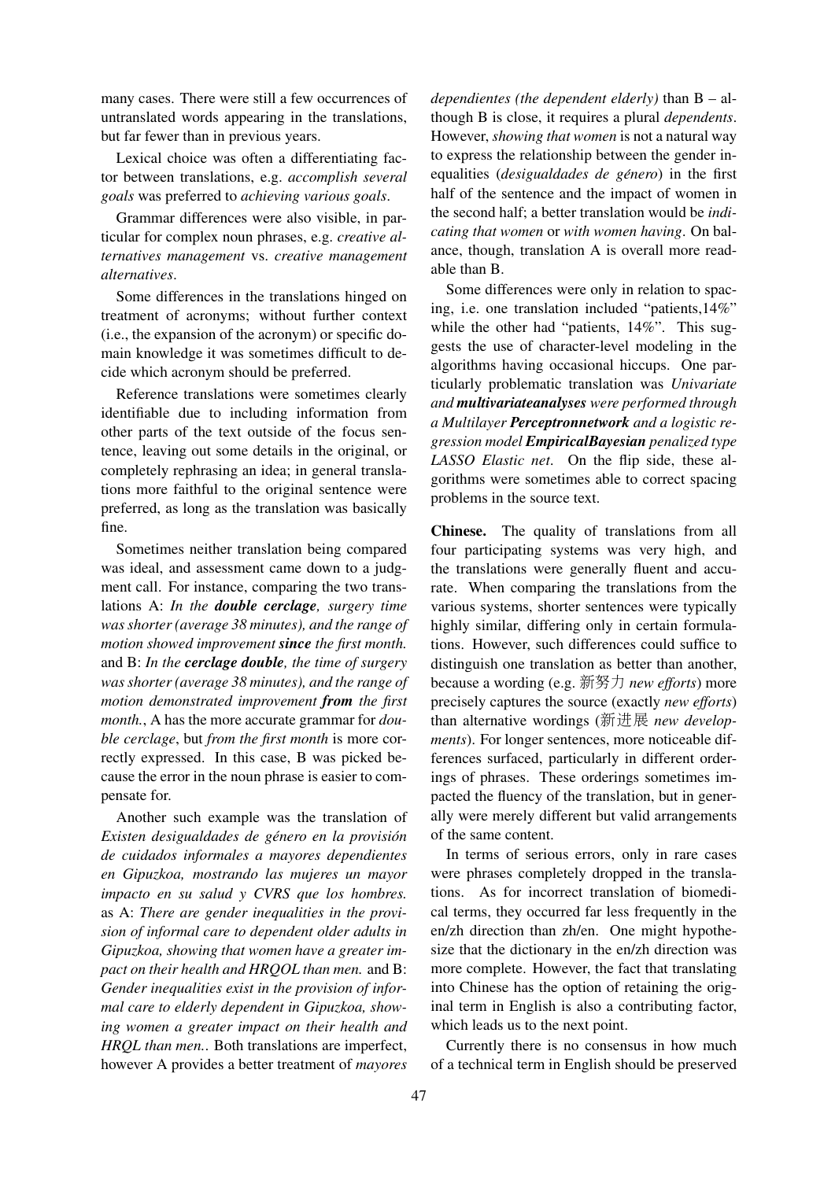many cases. There were still a few occurrences of untranslated words appearing in the translations, but far fewer than in previous years.

Lexical choice was often a differentiating factor between translations, e.g. *accomplish several goals* was preferred to *achieving various goals*.

Grammar differences were also visible, in particular for complex noun phrases, e.g. *creative alternatives management* vs. *creative management alternatives*.

Some differences in the translations hinged on treatment of acronyms; without further context (i.e., the expansion of the acronym) or specific domain knowledge it was sometimes difficult to decide which acronym should be preferred.

Reference translations were sometimes clearly identifiable due to including information from other parts of the text outside of the focus sentence, leaving out some details in the original, or completely rephrasing an idea; in general translations more faithful to the original sentence were preferred, as long as the translation was basically fine.

Sometimes neither translation being compared was ideal, and assessment came down to a judgment call. For instance, comparing the two translations A: *In the **double cerclage**, surgery time was shorter (average 38 minutes), and the range of motion showed improvement **since** the first month.* and B: *In the **cerclage double**, the time of surgery was shorter (average 38 minutes), and the range of motion demonstrated improvement **from** the first month.*, A has the more accurate grammar for *double cerclage*, but *from the first month* is more correctly expressed. In this case, B was picked because the error in the noun phrase is easier to compensate for.

Another such example was the translation of *Existen desigualdades de género en la provisión de cuidados informales a mayores dependientes en Gipuzkoa, mostrando las mujeres un mayor impacto en su salud y CVRS que los hombres.* as A: *There are gender inequalities in the provision of informal care to dependent older adults in Gipuzkoa, showing that women have a greater impact on their health and HRQOL than men.* and B: *Gender inequalities exist in the provision of informal care to elderly dependent in Gipuzkoa, showing women a greater impact on their health and HRQL than men.*. Both translations are imperfect, however A provides a better treatment of *mayores dependientes (the dependent elderly)* than B – although B is close, it requires a plural *dependents*. However, *showing that women* is not a natural way to express the relationship between the gender inequalities (*desigualdades de género*) in the first half of the sentence and the impact of women in the second half; a better translation would be *indicating that women* or *with women having*. On balance, though, translation A is overall more readable than B.

Some differences were only in relation to spacing, i.e. one translation included "patients,14%" while the other had "patients, 14%". This suggests the use of character-level modeling in the algorithms having occasional hiccups. One particularly problematic translation was *Univariate and **multivariateanalyses** were performed through a Multilayer **Perceptronnetwork** and a logistic regression model **EmpiricalBayesian** penalized type LASSO Elastic net*. On the flip side, these algorithms were sometimes able to correct spacing problems in the source text.

**Chinese.** The quality of translations from all four participating systems was very high, and the translations were generally fluent and accurate. When comparing the translations from the various systems, shorter sentences were typically highly similar, differing only in certain formulations. However, such differences could suffice to distinguish one translation as better than another, because a wording (e.g. 新努力 *new efforts*) more precisely captures the source (exactly *new efforts*) than alternative wordings (新进展 *new developments*). For longer sentences, more noticeable differences surfaced, particularly in different orderings of phrases. These orderings sometimes impacted the fluency of the translation, but in generally were merely different but valid arrangements of the same content.

In terms of serious errors, only in rare cases were phrases completely dropped in the translations. As for incorrect translation of biomedical terms, they occurred far less frequently in the en/zh direction than zh/en. One might hypothesize that the dictionary in the en/zh direction was more complete. However, the fact that translating into Chinese has the option of retaining the original term in English is also a contributing factor, which leads us to the next point.

Currently there is no consensus in how much of a technical term in English should be preserved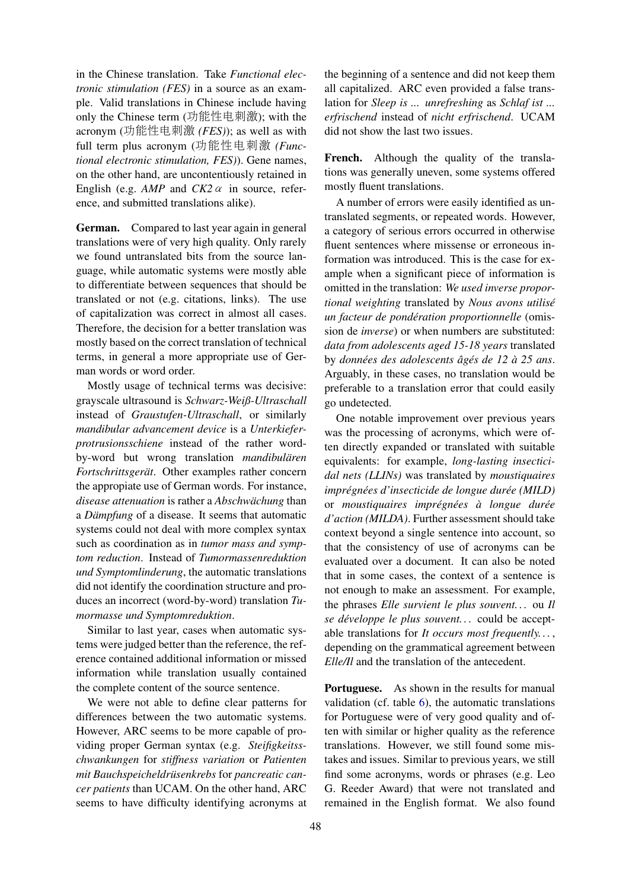in the Chinese translation. Take *Functional electronic stimulation (FES)* in a source as an example. Valid translations in Chinese include having only the Chinese term (功能性电刺激); with the acronym (功能性电刺激 *(FES)*); as well as with full term plus acronym (功能性电刺激 *(Functional electronic stimulation, FES)*). Gene names, on the other hand, are uncontentiously retained in English (e.g. *AMP* and *CK2 $\alpha$* in source, reference, and submitted translations alike).

**German.** Compared to last year again in general translations were of very high quality. Only rarely we found untranslated bits from the source language, while automatic systems were mostly able to differentiate between sequences that should be translated or not (e.g. citations, links). The use of capitalization was correct in almost all cases. Therefore, the decision for a better translation was mostly based on the correct translation of technical terms, in general a more appropriate use of German words or word order.

Mostly usage of technical terms was decisive: grayscale ultrasound is *Schwarz-Weiß-Ultraschall* instead of *Graustufen-Ultraschall*, or similarly *mandibular advancement device* is a *Unterkieferprotrusionsschiene* instead of the rather word-by-word but wrong translation *mandibulären Fortschrittsgerät*. Other examples rather concern the appropiate use of German words. For instance, *disease attenuation* is rather a *Abschwächung* than a *Dämpfung* of a disease. It seems that automatic systems could not deal with more complex syntax such as coordination as in *tumor mass and symptom reduction*. Instead of *Tumormassenreduktion und Symptomlinderung*, the automatic translations did not identify the coordination structure and produces an incorrect (word-by-word) translation *Tumormasse und Symptomreduktion*.

Similar to last year, cases when automatic systems were judged better than the reference, the reference contained additional information or missed information while translation usually contained the complete content of the source sentence.

We were not able to define clear patterns for differences between the two automatic systems. However, ARC seems to be more capable of providing proper German syntax (e.g. *Steifigkeitsschwankungen* for *stiffness variation* or *Patienten mit Bauchspeicheldrüsenkrebs* for *pancreatic cancer patients* than UCAM. On the other hand, ARC seems to have difficulty identifying acronyms at the beginning of a sentence and did not keep them all capitalized. ARC even provided a false translation for *Sleep is ... unrefreshing* as *Schlaf ist ... erfrischend* instead of *nicht erfrischend*. UCAM did not show the last two issues.

**French.** Although the quality of the translations was generally uneven, some systems offered mostly fluent translations.

A number of errors were easily identified as untranslated segments, or repeated words. However, a category of serious errors occurred in otherwise fluent sentences where missense or erroneous information was introduced. This is the case for example when a significant piece of information is omitted in the translation: *We used inverse proportional weighting* translated by *Nous avons utilisé un facteur de pondération proportionnelle* (omission de *inverse*) or when numbers are substituted: *data from adolescents aged 15-18 years* translated by *données des adolescents âgés de 12 à 25 ans*. Arguably, in these cases, no translation would be preferable to a translation error that could easily go undetected.

One notable improvement over previous years was the processing of acronyms, which were often directly expanded or translated with suitable equivalents: for example, *long-lasting insecticidal nets (LLINs)* was translated by *moustiquaires imprégnées d'insecticide de longue durée (MILD)* or *moustiquaires imprégnées à longue durée d'action (MILDA)*. Further assessment should take context beyond a single sentence into account, so that the consistency of use of acronyms can be evaluated over a document. It can also be noted that in some cases, the context of a sentence is not enough to make an assessment. For example, the phrases *Elle survient le plus souvent...* ou *Il se développe le plus souvent...* could be acceptable translations for *It occurs most frequently...*, depending on the grammatical agreement between *Elle/Il* and the translation of the antecedent.

**Portuguese.** As shown in the results for manual validation (cf. table 6), the automatic translations for Portuguese were of very good quality and often with similar or higher quality as the reference translations. However, we still found some mistakes and issues. Similar to previous years, we still find some acronyms, words or phrases (e.g. Leo G. Reeder Award) that were not translated and remained in the English format. We also found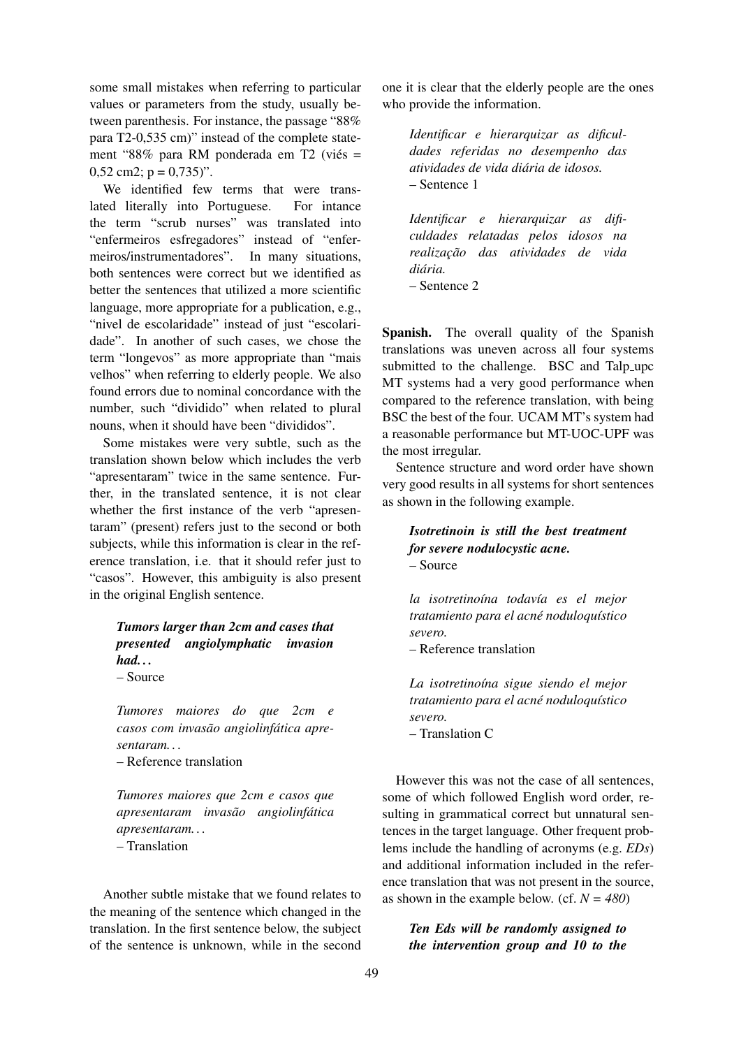some small mistakes when referring to particular values or parameters from the study, usually between parenthesis. For instance, the passage "88% para T2-0,535 cm)" instead of the complete statement "88% para RM ponderada em T2 (viés = 0,52 cm2; p = 0,735)".

We identified few terms that were translated literally into Portuguese. For intance the term "scrub nurses" was translated into "enfermeiros esfregadores" instead of "enfermeiros/instrumentadores". In many situations, both sentences were correct but we identified as better the sentences that utilized a more scientific language, more appropriate for a publication, e.g., "nivel de escolaridade" instead of just "escolaridade". In another of such cases, we chose the term "longevos" as more appropriate than "mais velhos" when referring to elderly people. We also found errors due to nominal concordance with the number, such "dividido" when related to plural nouns, when it should have been "divididos".

Some mistakes were very subtle, such as the translation shown below which includes the verb "apresentaram" twice in the same sentence. Further, in the translated sentence, it is not clear whether the first instance of the verb "apresentaram" (present) refers just to the second or both subjects, while this information is clear in the reference translation, i.e. that it should refer just to "casos". However, this ambiguity is also present in the original English sentence.

> ***Tumors larger than 2cm and cases that presented angiolymphatic invasion had...***
> – Source
>
> *Tumores maiores do que 2cm e casos com invasão angiolinfática apresentaram...*
> – Reference translation
>
> *Tumores maiores que 2cm e casos que apresentaram invasão angiolinfática apresentaram...*
> – Translation

Another subtle mistake that we found relates to the meaning of the sentence which changed in the translation. In the first sentence below, the subject of the sentence is unknown, while in the second one it is clear that the elderly people are the ones who provide the information.

> *Identificar e hierarquizar as dificuldades referidas no desempenho das atividades de vida diária de idosos.*
> – Sentence 1
>
> *Identificar e hierarquizar as dificuldades relatadas pelos idosos na realização das atividades de vida diária.*
> – Sentence 2

**Spanish.** The overall quality of the Spanish translations was uneven across all four systems submitted to the challenge. BSC and Talp_upc MT systems had a very good performance when compared to the reference translation, with being BSC the best of the four. UCAM MT's system had a reasonable performance but MT-UOC-UPF was the most irregular.

Sentence structure and word order have shown very good results in all systems for short sentences as shown in the following example.

> ***Isotretinoin is still the best treatment for severe nodulocystic acne.***
> – Source
>
> *la isotretinoína todavía es el mejor tratamiento para el acné noduloquístico severo.*
> – Reference translation
>
> *La isotretinoína sigue siendo el mejor tratamiento para el acné noduloquístico severo.*
> – Translation C

However this was not the case of all sentences, some of which followed English word order, resulting in grammatical correct but unnatural sentences in the target language. Other frequent problems include the handling of acronyms (e.g. *EDs*) and additional information included in the reference translation that was not present in the source, as shown in the example below. (cf. *N = 480*)

> ***Ten Eds will be randomly assigned to the intervention group and 10 to the***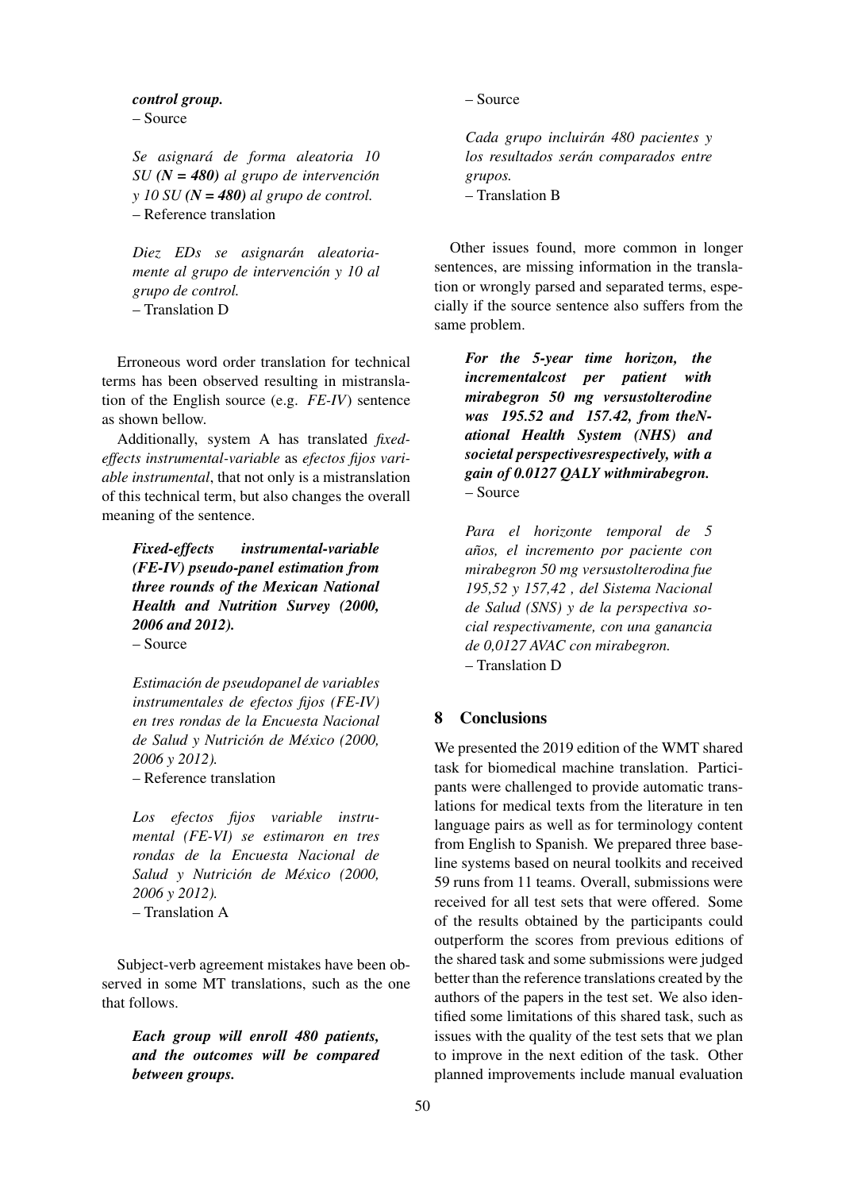***control group.***
– Source

*Se asignará de forma aleatoria 10 SU **(N = 480)** al grupo de intervención y 10 SU **(N = 480)** al grupo de control.*
– Reference translation

*Diez EDs se asignarán aleatoriamente al grupo de intervención y 10 al grupo de control.*
– Translation D

Erroneous word order translation for technical terms has been observed resulting in mistranslation of the English source (e.g. *FE-IV*) sentence as shown bellow.

Additionally, system A has translated *fixed-effects instrumental-variable* as *efectos fijos variable instrumental*, that not only is a mistranslation of this technical term, but also changes the overall meaning of the sentence.

***Fixed-effects instrumental-variable (FE-IV) pseudo-panel estimation from three rounds of the Mexican National Health and Nutrition Survey (2000, 2006 and 2012).***
– Source

*Estimación de pseudopanel de variables instrumentales de efectos fijos (FE-IV) en tres rondas de la Encuesta Nacional de Salud y Nutrición de México (2000, 2006 y 2012).*
– Reference translation

*Los efectos fijos variable instrumental (FE-VI) se estimaron en tres rondas de la Encuesta Nacional de Salud y Nutrición de México (2000, 2006 y 2012).*
– Translation A

Subject-verb agreement mistakes have been observed in some MT translations, such as the one that follows.

***Each group will enroll 480 patients, and the outcomes will be compared between groups.***
– Source

*Cada grupo incluirán 480 pacientes y los resultados serán comparados entre grupos.*
– Translation B

Other issues found, more common in longer sentences, are missing information in the translation or wrongly parsed and separated terms, especially if the source sentence also suffers from the same problem.

***For the 5-year time horizon, the incrementalcost per patient with mirabegron 50 mg versustolterodine was 195.52 and 157.42, from theNational Health System (NHS) and societal perspectivesrespectively, with a gain of 0.0127 QALY withmirabegron.***
– Source

*Para el horizonte temporal de 5 años, el incremento por paciente con mirabegron 50 mg versustolterodina fue 195,52 y 157,42 , del Sistema Nacional de Salud (SNS) y de la perspectiva social respectivamente, con una ganancia de 0,0127 AVAC con mirabegron.*
– Translation D

## 8 Conclusions

We presented the 2019 edition of the WMT shared task for biomedical machine translation. Participants were challenged to provide automatic translations for medical texts from the literature in ten language pairs as well as for terminology content from English to Spanish. We prepared three baseline systems based on neural toolkits and received 59 runs from 11 teams. Overall, submissions were received for all test sets that were offered. Some of the results obtained by the participants could outperform the scores from previous editions of the shared task and some submissions were judged better than the reference translations created by the authors of the papers in the test set. We also identified some limitations of this shared task, such as issues with the quality of the test sets that we plan to improve in the next edition of the task. Other planned improvements include manual evaluation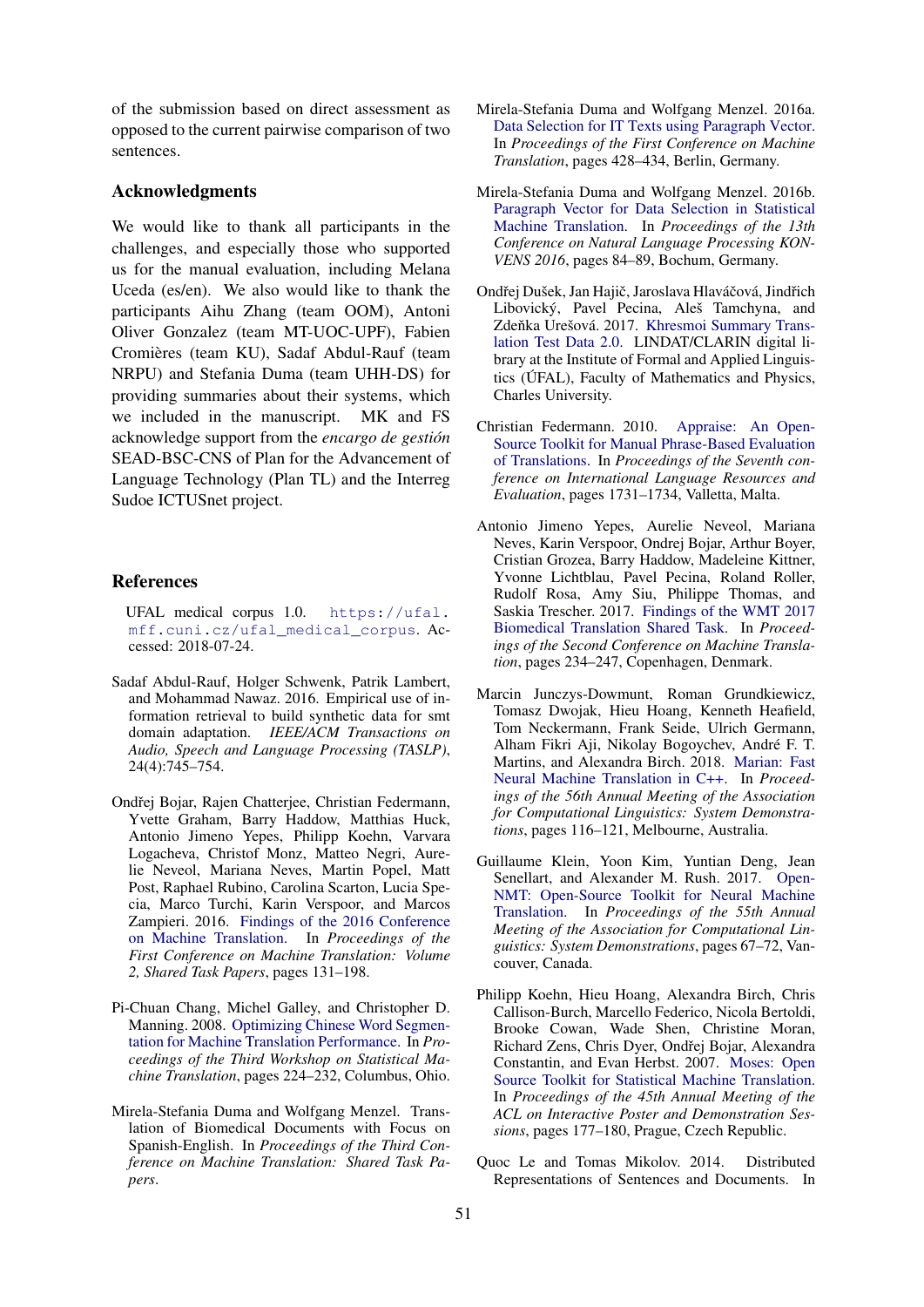of the submission based on direct assessment as opposed to the current pairwise comparison of two sentences.

## Acknowledgments

We would like to thank all participants in the challenges, and especially those who supported us for the manual evaluation, including Melana Uceda (es/en). We also would like to thank the participants Aihu Zhang (team OOM), Antoni Oliver Gonzalez (team MT-UOC-UPF), Fabien Cromières (team KU), Sadaf Abdul-Rauf (team NRPU) and Stefania Duma (team UHH-DS) for providing summaries about their systems, which we included in the manuscript. MK and FS acknowledge support from the *encargo de gestión* SEAD-BSC-CNS of Plan for the Advancement of Language Technology (Plan TL) and the Interreg Sudoe ICTUSnet project.

## References

UFAL medical corpus 1.0. https://ufal.mff.cuni.cz/ufal_medical_corpus. Accessed: 2018-07-24.

Sadaf Abdul-Rauf, Holger Schwenk, Patrik Lambert, and Mohammad Nawaz. 2016. Empirical use of information retrieval to build synthetic data for smt domain adaptation. *IEEE/ACM Transactions on Audio, Speech and Language Processing (TASLP)*, 24(4):745–754.

Ondřej Bojar, Rajen Chatterjee, Christian Federmann, Yvette Graham, Barry Haddow, Matthias Huck, Antonio Jimeno Yepes, Philipp Koehn, Varvara Logacheva, Christof Monz, Matteo Negri, Aurelie Neveol, Mariana Neves, Martin Popel, Matt Post, Raphael Rubino, Carolina Scarton, Lucia Specia, Marco Turchi, Karin Verspoor, and Marcos Zampieri. 2016. Findings of the 2016 Conference on Machine Translation. In *Proceedings of the First Conference on Machine Translation: Volume 2, Shared Task Papers*, pages 131–198.

Pi-Chuan Chang, Michel Galley, and Christopher D. Manning. 2008. Optimizing Chinese Word Segmentation for Machine Translation Performance. In *Proceedings of the Third Workshop on Statistical Machine Translation*, pages 224–232, Columbus, Ohio.

Mirela-Stefania Duma and Wolfgang Menzel. Translation of Biomedical Documents with Focus on Spanish-English. In *Proceedings of the Third Conference on Machine Translation: Shared Task Papers*.

Mirela-Stefania Duma and Wolfgang Menzel. 2016a. Data Selection for IT Texts using Paragraph Vector. In *Proceedings of the First Conference on Machine Translation*, pages 428–434, Berlin, Germany.

Mirela-Stefania Duma and Wolfgang Menzel. 2016b. Paragraph Vector for Data Selection in Statistical Machine Translation. In *Proceedings of the 13th Conference on Natural Language Processing KONVENS 2016*, pages 84–89, Bochum, Germany.

Ondřej Dušek, Jan Hajič, Jaroslava Hlaváčová, Jindřich Libovický, Pavel Pecina, Aleš Tamchyna, and Zdeňka Urešová. 2017. Khresmoi Summary Translation Test Data 2.0. LINDAT/CLARIN digital library at the Institute of Formal and Applied Linguistics (ÚFAL), Faculty of Mathematics and Physics, Charles University.

Christian Federmann. 2010. Appraise: An Open-Source Toolkit for Manual Phrase-Based Evaluation of Translations. In *Proceedings of the Seventh conference on International Language Resources and Evaluation*, pages 1731–1734, Valletta, Malta.

Antonio Jimeno Yepes, Aurelie Neveol, Mariana Neves, Karin Verspoor, Ondrej Bojar, Arthur Boyer, Cristian Grozea, Barry Haddow, Madeleine Kittner, Yvonne Lichtblau, Pavel Pecina, Roland Roller, Rudolf Rosa, Amy Siu, Philippe Thomas, and Saskia Trescher. 2017. Findings of the WMT 2017 Biomedical Translation Shared Task. In *Proceedings of the Second Conference on Machine Translation*, pages 234–247, Copenhagen, Denmark.

Marcin Junczys-Dowmunt, Roman Grundkiewicz, Tomasz Dwojak, Hieu Hoang, Kenneth Heafield, Tom Neckermann, Frank Seide, Ulrich Germann, Alham Fikri Aji, Nikolay Bogoychev, André F. T. Martins, and Alexandra Birch. 2018. Marian: Fast Neural Machine Translation in C++. In *Proceedings of the 56th Annual Meeting of the Association for Computational Linguistics: System Demonstrations*, pages 116–121, Melbourne, Australia.

Guillaume Klein, Yoon Kim, Yuntian Deng, Jean Senellart, and Alexander M. Rush. 2017. OpenNMT: Open-Source Toolkit for Neural Machine Translation. In *Proceedings of the 55th Annual Meeting of the Association for Computational Linguistics: System Demonstrations*, pages 67–72, Vancouver, Canada.

Philipp Koehn, Hieu Hoang, Alexandra Birch, Chris Callison-Burch, Marcello Federico, Nicola Bertoldi, Brooke Cowan, Wade Shen, Christine Moran, Richard Zens, Chris Dyer, Ondřej Bojar, Alexandra Constantin, and Evan Herbst. 2007. Moses: Open Source Toolkit for Statistical Machine Translation. In *Proceedings of the 45th Annual Meeting of the ACL on Interactive Poster and Demonstration Sessions*, pages 177–180, Prague, Czech Republic.

Quoc Le and Tomas Mikolov. 2014. Distributed Representations of Sentences and Documents. In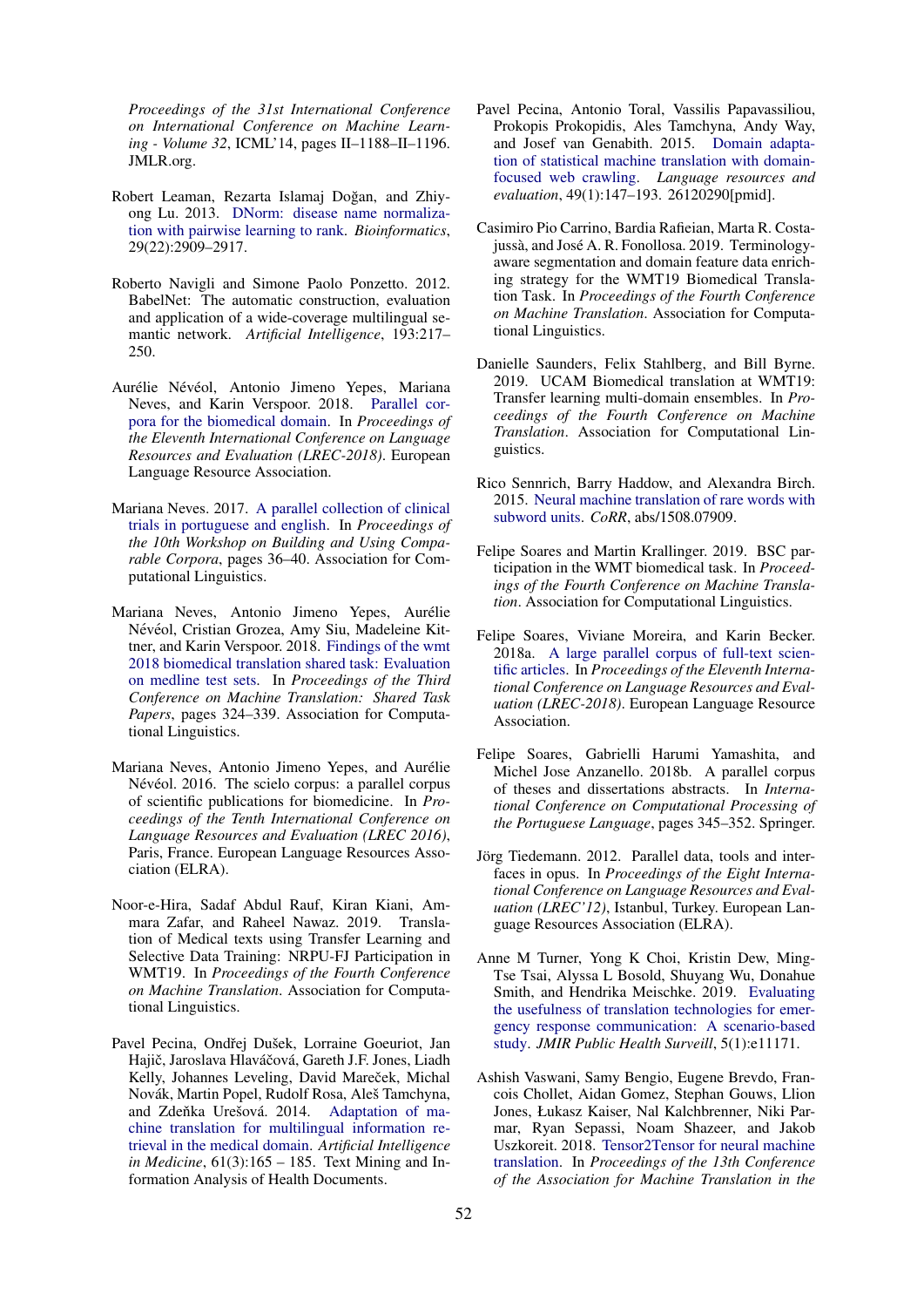Proceedings of the 31st International Conference on International Conference on Machine Learning - Volume 32*, ICML'14, pages II–1188–II–1196. JMLR.org.

Robert Leaman, Rezarta Islamaj Doğan, and Zhiyong Lu. 2013. DNorm: disease name normalization with pairwise learning to rank. *Bioinformatics*, 29(22):2909–2917.

Roberto Navigli and Simone Paolo Ponzetto. 2012. BabelNet: The automatic construction, evaluation and application of a wide-coverage multilingual semantic network. *Artificial Intelligence*, 193:217–250.

Aurélie Névéol, Antonio Jimeno Yepes, Mariana Neves, and Karin Verspoor. 2018. Parallel corpora for the biomedical domain. In *Proceedings of the Eleventh International Conference on Language Resources and Evaluation (LREC-2018)*. European Language Resource Association.

Mariana Neves. 2017. A parallel collection of clinical trials in portuguese and english. In *Proceedings of the 10th Workshop on Building and Using Comparable Corpora*, pages 36–40. Association for Computational Linguistics.

Mariana Neves, Antonio Jimeno Yepes, Aurélie Névéol, Cristian Grozea, Amy Siu, Madeleine Kittner, and Karin Verspoor. 2018. Findings of the wmt 2018 biomedical translation shared task: Evaluation on medline test sets. In *Proceedings of the Third Conference on Machine Translation: Shared Task Papers*, pages 324–339. Association for Computational Linguistics.

Mariana Neves, Antonio Jimeno Yepes, and Aurélie Névéol. 2016. The scielo corpus: a parallel corpus of scientific publications for biomedicine. In *Proceedings of the Tenth International Conference on Language Resources and Evaluation (LREC 2016)*, Paris, France. European Language Resources Association (ELRA).

Noor-e-Hira, Sadaf Abdul Rauf, Kiran Kiani, Ammara Zafar, and Raheel Nawaz. 2019. Translation of Medical texts using Transfer Learning and Selective Data Training: NRPU-FJ Participation in WMT19. In *Proceedings of the Fourth Conference on Machine Translation*. Association for Computational Linguistics.

Pavel Pecina, Ondřej Dušek, Lorraine Goeuriot, Jan Hajič, Jaroslava Hlaváčová, Gareth J.F. Jones, Liadh Kelly, Johannes Leveling, David Mareček, Michal Novák, Martin Popel, Rudolf Rosa, Aleš Tamchyna, and Zdeňka Urešová. 2014. Adaptation of machine translation for multilingual information retrieval in the medical domain. *Artificial Intelligence in Medicine*, 61(3):165 – 185. Text Mining and Information Analysis of Health Documents.

Pavel Pecina, Antonio Toral, Vassilis Papavassiliou, Prokopis Prokopidis, Ales Tamchyna, Andy Way, and Josef van Genabith. 2015. Domain adaptation of statistical machine translation with domain-focused web crawling. *Language resources and evaluation*, 49(1):147–193. 26120290[pmid].

Casimiro Pio Carrino, Bardia Rafieian, Marta R. Costa-jussà, and José A. R. Fonollosa. 2019. Terminology-aware segmentation and domain feature data enriching strategy for the WMT19 Biomedical Translation Task. In *Proceedings of the Fourth Conference on Machine Translation*. Association for Computational Linguistics.

Danielle Saunders, Felix Stahlberg, and Bill Byrne. 2019. UCAM Biomedical translation at WMT19: Transfer learning multi-domain ensembles. In *Proceedings of the Fourth Conference on Machine Translation*. Association for Computational Linguistics.

Rico Sennrich, Barry Haddow, and Alexandra Birch. 2015. Neural machine translation of rare words with subword units. *CoRR*, abs/1508.07909.

Felipe Soares and Martin Krallinger. 2019. BSC participation in the WMT biomedical task. In *Proceedings of the Fourth Conference on Machine Translation*. Association for Computational Linguistics.

Felipe Soares, Viviane Moreira, and Karin Becker. 2018a. A large parallel corpus of full-text scientific articles. In *Proceedings of the Eleventh International Conference on Language Resources and Evaluation (LREC-2018)*. European Language Resource Association.

Felipe Soares, Gabrielli Harumi Yamashita, and Michel Jose Anzanello. 2018b. A parallel corpus of theses and dissertations abstracts. In *International Conference on Computational Processing of the Portuguese Language*, pages 345–352. Springer.

Jörg Tiedemann. 2012. Parallel data, tools and interfaces in opus. In *Proceedings of the Eight International Conference on Language Resources and Evaluation (LREC'12)*, Istanbul, Turkey. European Language Resources Association (ELRA).

Anne M Turner, Yong K Choi, Kristin Dew, Ming-Tse Tsai, Alyssa L Bosold, Shuyang Wu, Donahue Smith, and Hendrika Meischke. 2019. Evaluating the usefulness of translation technologies for emergency response communication: A scenario-based study. *JMIR Public Health Surveill*, 5(1):e11171.

Ashish Vaswani, Samy Bengio, Eugene Brevdo, Francois Chollet, Aidan Gomez, Stephan Gouws, Llion Jones, Łukasz Kaiser, Nal Kalchbrenner, Niki Parmar, Ryan Sepassi, Noam Shazeer, and Jakob Uszkoreit. 2018. Tensor2Tensor for neural machine translation. In *Proceedings of the 13th Conference of the Association for Machine Translation in the*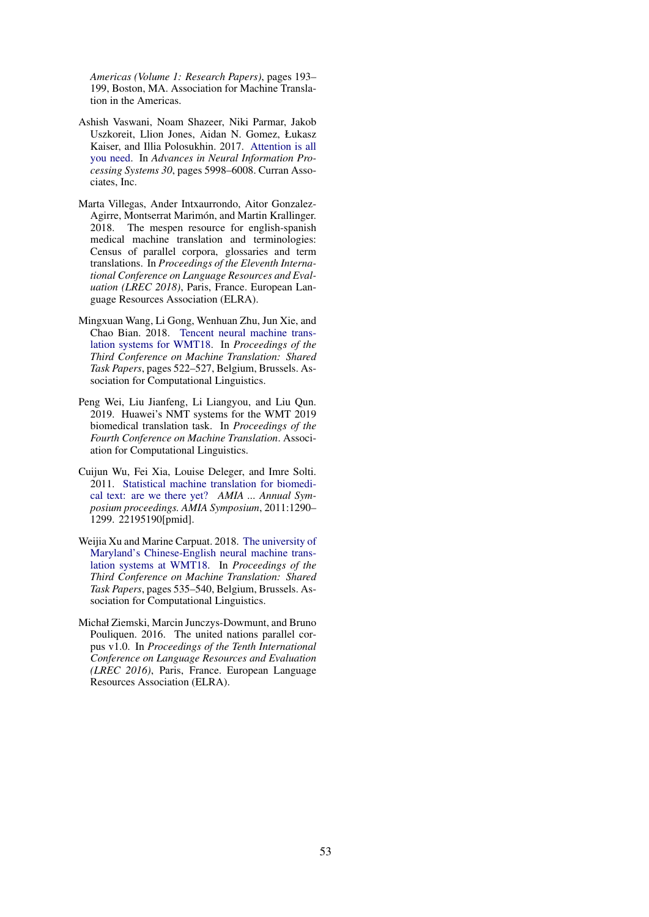*Americas (Volume 1: Research Papers)*, pages 193–199, Boston, MA. Association for Machine Translation in the Americas.

Ashish Vaswani, Noam Shazeer, Niki Parmar, Jakob Uszkoreit, Llion Jones, Aidan N. Gomez, Łukasz Kaiser, and Illia Polosukhin. 2017. Attention is all you need. In *Advances in Neural Information Processing Systems 30*, pages 5998–6008. Curran Associates, Inc.

Marta Villegas, Ander Intxaurrondo, Aitor Gonzalez-Agirre, Montserrat Marimón, and Martin Krallinger. 2018. The mespen resource for english-spanish medical machine translation and terminologies: Census of parallel corpora, glossaries and term translations. In *Proceedings of the Eleventh International Conference on Language Resources and Evaluation (LREC 2018)*, Paris, France. European Language Resources Association (ELRA).

Mingxuan Wang, Li Gong, Wenhuan Zhu, Jun Xie, and Chao Bian. 2018. Tencent neural machine translation systems for WMT18. In *Proceedings of the Third Conference on Machine Translation: Shared Task Papers*, pages 522–527, Belgium, Brussels. Association for Computational Linguistics.

Peng Wei, Liu Jianfeng, Li Liangyou, and Liu Qun. 2019. Huawei's NMT systems for the WMT 2019 biomedical translation task. In *Proceedings of the Fourth Conference on Machine Translation*. Association for Computational Linguistics.

Cuijun Wu, Fei Xia, Louise Deleger, and Imre Solti. 2011. Statistical machine translation for biomedical text: are we there yet? *AMIA ... Annual Symposium proceedings. AMIA Symposium*, 2011:1290–1299. 22195190[pmid].

Weijia Xu and Marine Carpuat. 2018. The university of Maryland's Chinese-English neural machine translation systems at WMT18. In *Proceedings of the Third Conference on Machine Translation: Shared Task Papers*, pages 535–540, Belgium, Brussels. Association for Computational Linguistics.

Michał Ziemski, Marcin Junczys-Dowmunt, and Bruno Pouliquen. 2016. The united nations parallel corpus v1.0. In *Proceedings of the Tenth International Conference on Language Resources and Evaluation (LREC 2016)*, Paris, France. European Language Resources Association (ELRA).